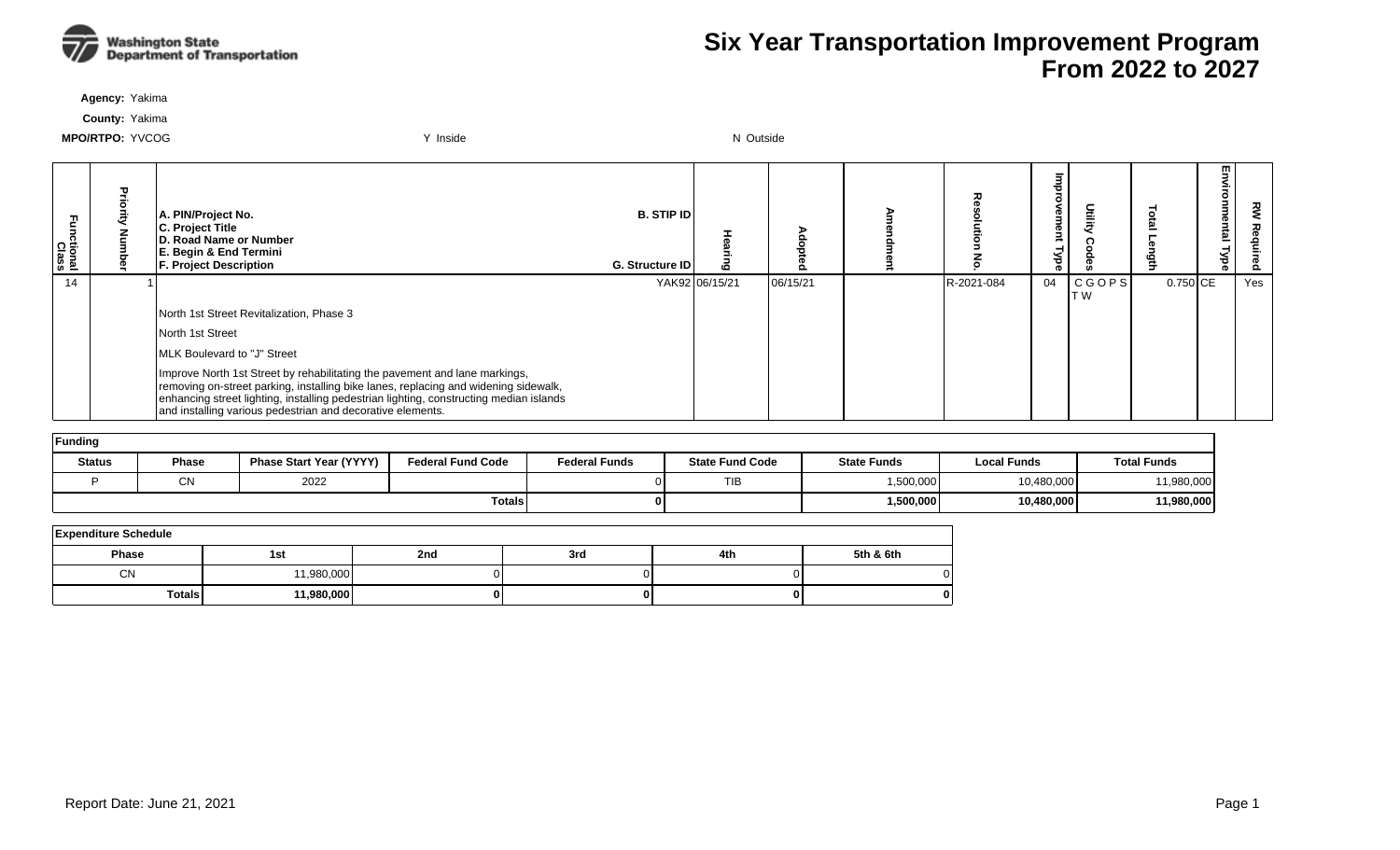# Six Year Transportation Improvement Program From 2022 to 2027

**Agency:** Yakima

**County:** Yakima

**MPO/RTPO:** YVCOG Y Inside N Outside

| Functional Class | Priority Number | A. PIN/Project No. / C. Project Title / D. Road Name or Number / E. Begin & End Termini / F. Project Description | B. STIP ID / G. Structure ID | Hearing | Adopted | Amendment | Resolution No. | Improvement Type | Utility Codes | Total Length | Environmental Type | RW Required |
|---|---|---|---|---|---|---|---|---|---|---|---|---|
| 14 | 1 | North 1st Street Revitalization, Phase 3<br>North 1st Street<br>MLK Boulevard to "J" Street<br>Improve North 1st Street by rehabilitating the pavement and lane markings, removing on-street parking, installing bike lanes, replacing and widening sidewalk, enhancing street lighting, installing pedestrian lighting, constructing median islands and installing various pedestrian and decorative elements. | YAK92 | 06/15/21 | 06/15/21 | | R-2021-084 | 04 | C G O P S T W | 0.750 | CE | Yes |

**Funding**

| Status | Phase | Phase Start Year (YYYY) | Federal Fund Code | Federal Funds | State Fund Code | State Funds | Local Funds | Total Funds |
|---|---|---|---|---|---|---|---|---|
| P | CN | 2022 | | 0 | TIB | 1,500,000 | 10,480,000 | 11,980,000 |
| | | | | **Totals** **0** | | **1,500,000** | **10,480,000** | **11,980,000** |

**Expenditure Schedule**

| Phase | 1st | 2nd | 3rd | 4th | 5th & 6th |
|---|---|---|---|---|---|
| CN | 11,980,000 | 0 | 0 | 0 | 0 |
| **Totals** | **11,980,000** | **0** | **0** | **0** | **0** |

Report Date: June 21, 2021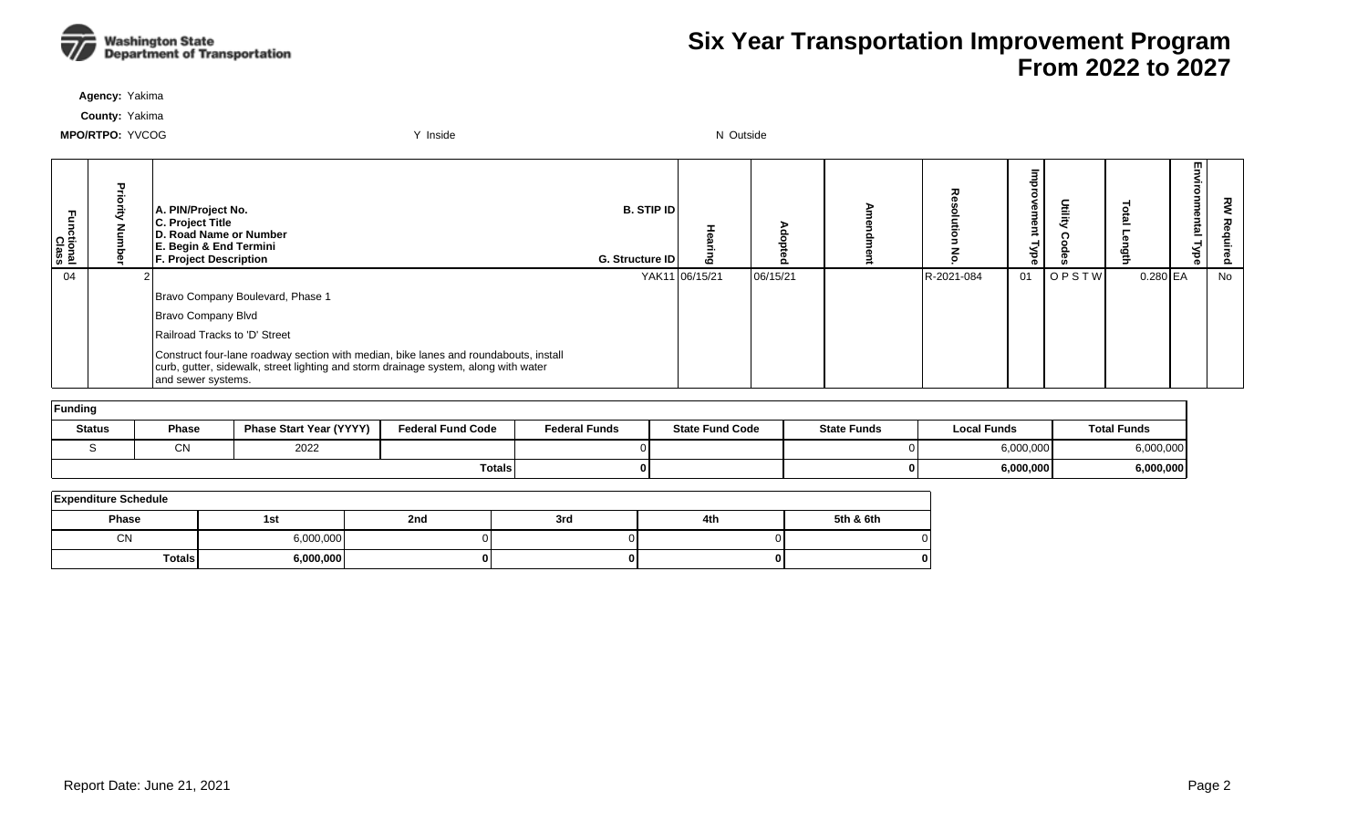# Six Year Transportation Improvement Program From 2022 to 2027

**Agency:** Yakima

**County:** Yakima

**MPO/RTPO:** YVCOG Y Inside N Outside

| Functional Class | Priority Number | A. PIN/Project No. C. Project Title D. Road Name or Number E. Begin & End Termini F. Project Description | B. STIP ID G. Structure ID | Hearing | Adopted | Amendment | Resolution No. | Improvement Type | Utility Codes | Total Length | Environmental Type | RW Required |
|---|---|---|---|---|---|---|---|---|---|---|---|---|
| 04 | 2 | | YAK11 | 06/15/21 | 06/15/21 | | R-2021-084 | 01 | O P S T W | 0.280 | EA | No |
| | | Bravo Company Boulevard, Phase 1 | | | | | | | | | | |
| | | Bravo Company Blvd | | | | | | | | | | |
| | | Railroad Tracks to 'D' Street | | | | | | | | | | |
| | | Construct four-lane roadway section with median, bike lanes and roundabouts, install curb, gutter, sidewalk, street lighting and storm drainage system, along with water and sewer systems. | | | | | | | | | | |

**Funding**

| Status | Phase | Phase Start Year (YYYY) | Federal Fund Code | Federal Funds | State Fund Code | State Funds | Local Funds | Total Funds |
|---|---|---|---|---|---|---|---|---|
| S | CN | 2022 | | 0 | | 0 | 6,000,000 | 6,000,000 |
| | | | **Totals** | **0** | | **0** | **6,000,000** | **6,000,000** |

**Expenditure Schedule**

| Phase | 1st | 2nd | 3rd | 4th | 5th & 6th |
|---|---|---|---|---|---|
| CN | 6,000,000 | 0 | 0 | 0 | 0 |
| **Totals** | **6,000,000** | **0** | **0** | **0** | **0** |

Report Date: June 21, 2021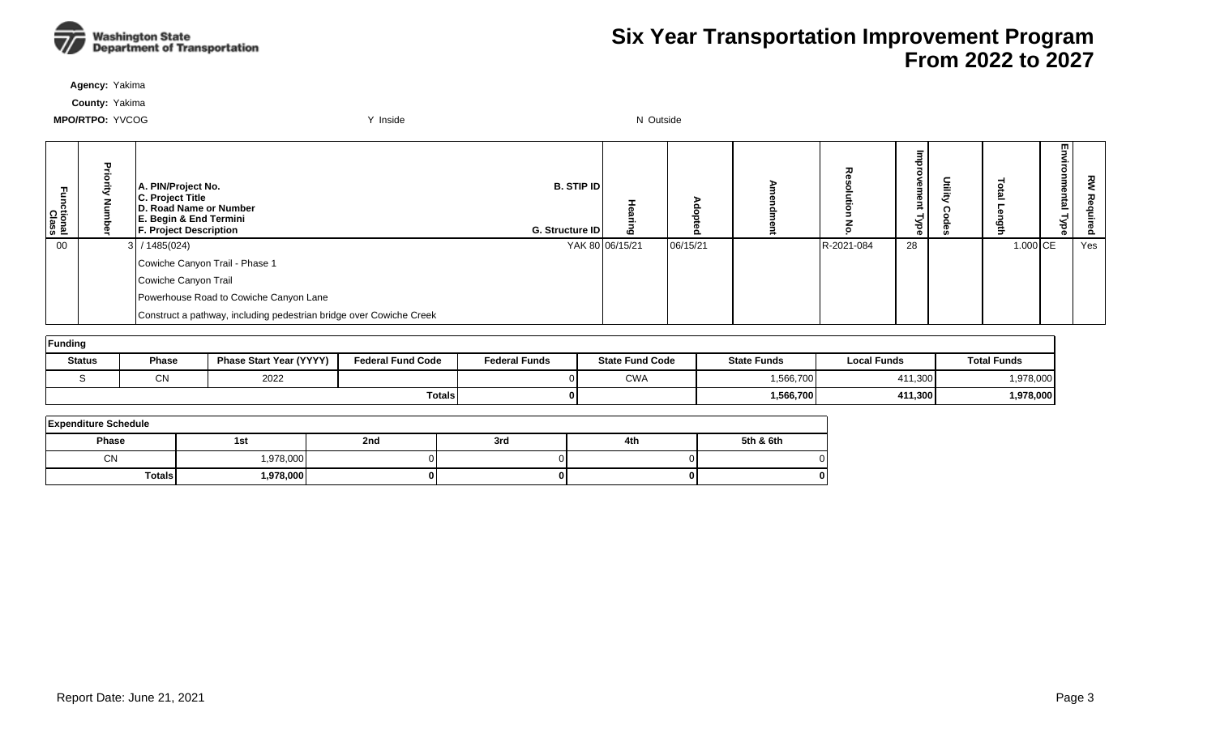# Six Year Transportation Improvement Program From 2022 to 2027

**Agency:** Yakima

**County:** Yakima

**MPO/RTPO:** YVCOG    Y Inside    N Outside

| Functional Class | Priority Number | A. PIN/Project No. / C. Project Title / D. Road Name or Number / E. Begin & End Termini / F. Project Description | B. STIP ID / G. Structure ID | Hearing | Adopted | Amendment | Resolution No. | Improvement Type | Utility Codes | Total Length | Environmental Type | RW Required |
|---|---|---|---|---|---|---|---|---|---|---|---|---|
| 00 | 3 | / 1485(024) | YAK 80 | 06/15/21 | 06/15/21 | | R-2021-084 | 28 | | 1.000 | CE | Yes |
| | | Cowiche Canyon Trail - Phase 1 | | | | | | | | | | |
| | | Cowiche Canyon Trail | | | | | | | | | | |
| | | Powerhouse Road to Cowiche Canyon Lane | | | | | | | | | | |
| | | Construct a pathway, including pedestrian bridge over Cowiche Creek | | | | | | | | | | |

**Funding**

| Status | Phase | Phase Start Year (YYYY) | Federal Fund Code | Federal Funds | State Fund Code | State Funds | Local Funds | Total Funds |
|---|---|---|---|---|---|---|---|---|
| S | CN | 2022 | | 0 | CWA | 1,566,700 | 411,300 | 1,978,000 |
| | | | Totals | **0** | | **1,566,700** | **411,300** | **1,978,000** |

**Expenditure Schedule**

| Phase | 1st | 2nd | 3rd | 4th | 5th & 6th |
|---|---|---|---|---|---|
| CN | 1,978,000 | 0 | 0 | 0 | 0 |
| Totals | **1,978,000** | **0** | **0** | **0** | **0** |

Report Date: June 21, 2021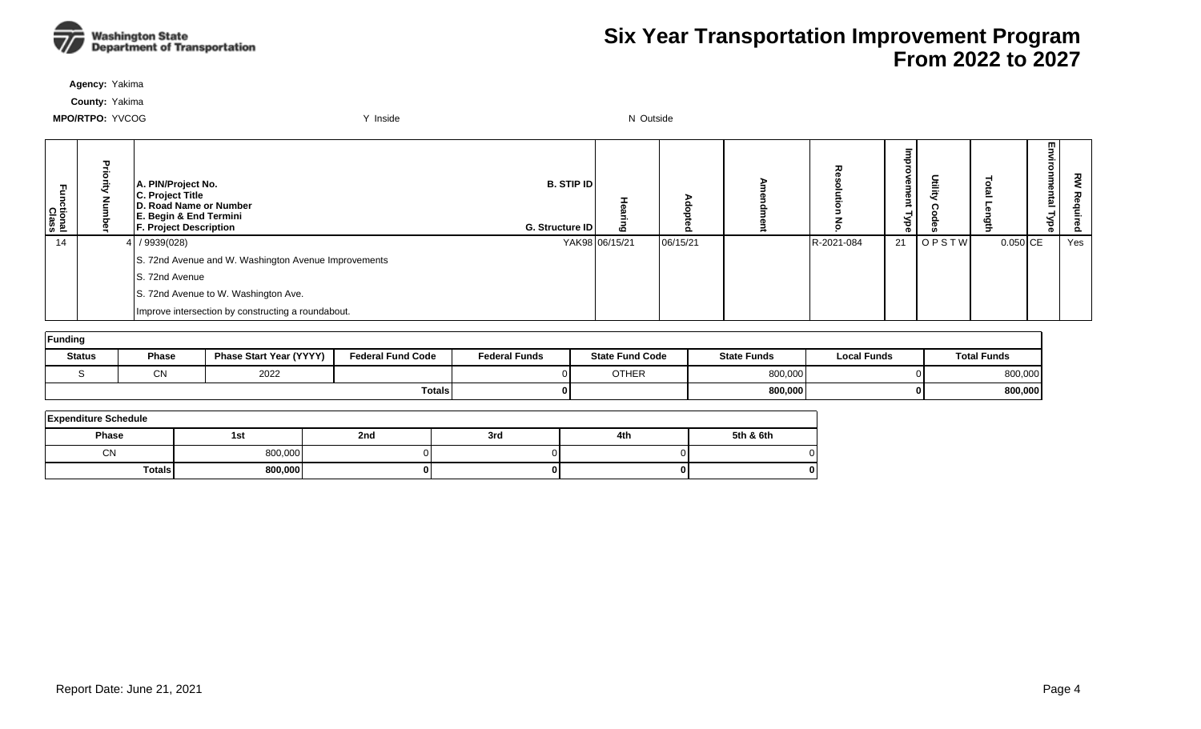# Six Year Transportation Improvement Program From 2022 to 2027

**Agency:** Yakima

**County:** Yakima

**MPO/RTPO:** YVCOG

Y Inside

N Outside

| Functional Class | Priority Number | A. PIN/Project No. C. Project Title D. Road Name or Number E. Begin & End Termini F. Project Description | B. STIP ID G. Structure ID | Hearing | Adopted | Amendment | Resolution No. | Improvement Type | Utility Codes | Total Length | Environmental Type | RW Required |
|---|---|---|---|---|---|---|---|---|---|---|---|---|
| 14 | 4 | / 9939(028) | YAK98 | 06/15/21 | 06/15/21 | | R-2021-084 | 21 | O P S T W | 0.050 | CE | Yes |
| | | S. 72nd Avenue and W. Washington Avenue Improvements | | | | | | | | | | |
| | | S. 72nd Avenue | | | | | | | | | | |
| | | S. 72nd Avenue to W. Washington Ave. | | | | | | | | | | |
| | | Improve intersection by constructing a roundabout. | | | | | | | | | | |

**Funding**

| Status | Phase | Phase Start Year (YYYY) | Federal Fund Code | Federal Funds | State Fund Code | State Funds | Local Funds | Total Funds |
|---|---|---|---|---|---|---|---|---|
| S | CN | 2022 | | 0 | OTHER | 800,000 | 0 | 800,000 |
| | | | **Totals** | **0** | | **800,000** | **0** | **800,000** |

**Expenditure Schedule**

| Phase | 1st | 2nd | 3rd | 4th | 5th & 6th |
|---|---|---|---|---|---|
| CN | 800,000 | 0 | 0 | 0 | 0 |
| **Totals** | **800,000** | **0** | **0** | **0** | **0** |

Report Date: June 21, 2021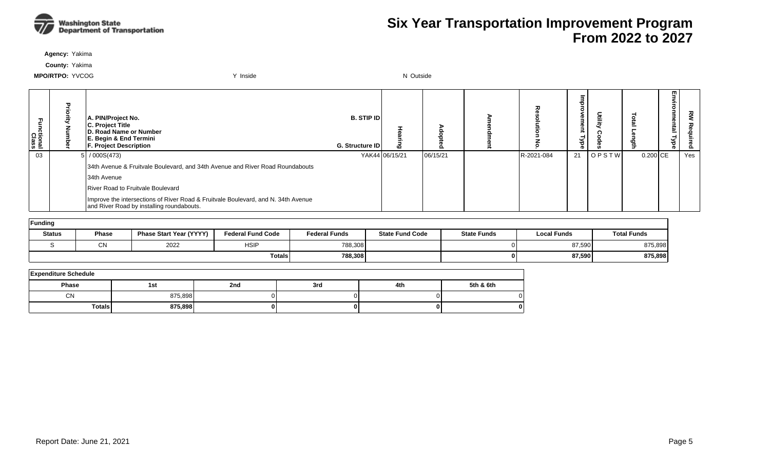# Six Year Transportation Improvement Program From 2022 to 2027

**Agency:** Yakima

**County:** Yakima

**MPO/RTPO:** YVCOG Y Inside N Outside

| Functional Class | Priority Number | A. PIN/Project No. / C. Project Title / D. Road Name or Number / E. Begin & End Termini / F. Project Description | B. STIP ID / G. Structure ID | Hearing | Adopted | Amendment | Resolution No. | Improvement Type | Utility Codes | Total Length | Environmental Type | RW Required |
|---|---|---|---|---|---|---|---|---|---|---|---|---|
| 03 | 5 | / 000S(473) | YAK44 | 06/15/21 | 06/15/21 | | R-2021-084 | 21 | O P S T W | 0.200 | CE | Yes |
| | | 34th Avenue & Fruitvale Boulevard, and 34th Avenue and River Road Roundabouts | | | | | | | | | | |
| | | 34th Avenue | | | | | | | | | | |
| | | River Road to Fruitvale Boulevard | | | | | | | | | | |
| | | Improve the intersections of River Road & Fruitvale Boulevard, and N. 34th Avenue and River Road by installing roundabouts. | | | | | | | | | | |

**Funding**

| Status | Phase | Phase Start Year (YYYY) | Federal Fund Code | Federal Funds | State Fund Code | State Funds | Local Funds | Total Funds |
|---|---|---|---|---|---|---|---|---|
| S | CN | 2022 | HSIP | 788,308 | | 0 | 87,590 | 875,898 |
| | | | Totals | 788,308 | | 0 | 87,590 | 875,898 |

**Expenditure Schedule**

| Phase | 1st | 2nd | 3rd | 4th | 5th & 6th |
|---|---|---|---|---|---|
| CN | 875,898 | 0 | 0 | 0 | 0 |
| Totals | 875,898 | 0 | 0 | 0 | 0 |

Report Date: June 21, 2021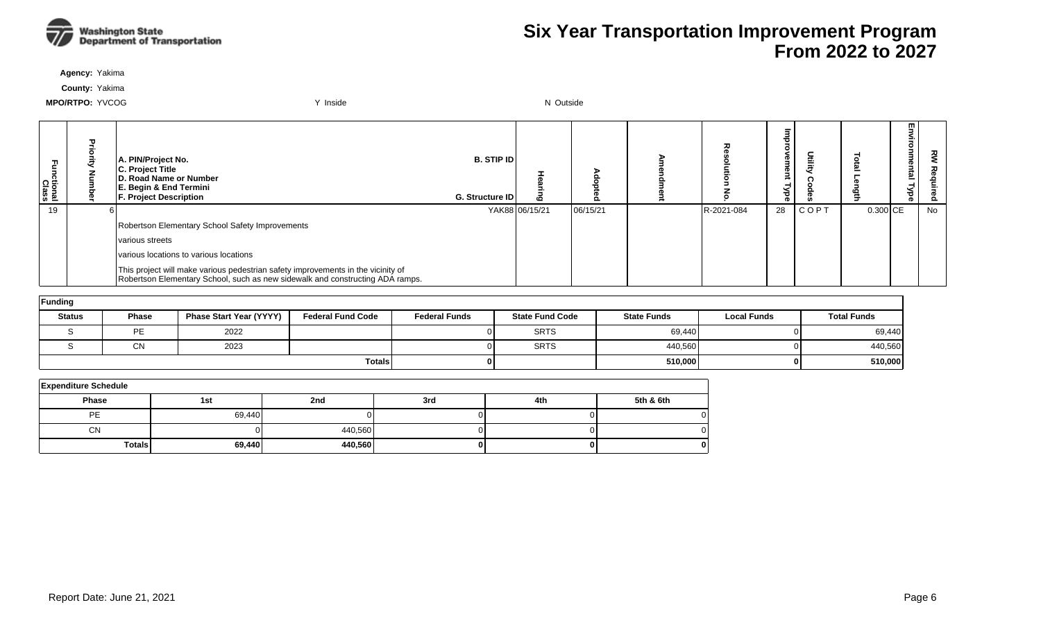# Six Year Transportation Improvement Program From 2022 to 2027

**Agency:** Yakima

**County:** Yakima

**MPO/RTPO:** YVCOG — Y Inside — N Outside

| Functional Class | Priority Number | A. PIN/Project No. C. Project Title D. Road Name or Number E. Begin & End Termini F. Project Description | B. STIP ID G. Structure ID | Hearing | Adopted | Amendment | Resolution No. | Improvement Type | Utility Codes | Total Length | Environmental Type | RW Required |
|---|---|---|---|---|---|---|---|---|---|---|---|---|
| 19 | 6 | | YAK88 | 06/15/21 | 06/15/21 | | R-2021-084 | 28 | C O P T | 0.300 | CE | No |
| | | Robertson Elementary School Safety Improvements | | | | | | | | | | |
| | | various streets | | | | | | | | | | |
| | | various locations to various locations | | | | | | | | | | |
| | | This project will make various pedestrian safety improvements in the vicinity of Robertson Elementary School, such as new sidewalk and constructing ADA ramps. | | | | | | | | | | |

**Funding**

| Status | Phase | Phase Start Year (YYYY) | Federal Fund Code | Federal Funds | State Fund Code | State Funds | Local Funds | Total Funds |
|---|---|---|---|---|---|---|---|---|
| S | PE | 2022 | | 0 | SRTS | 69,440 | 0 | 69,440 |
| S | CN | 2023 | | 0 | SRTS | 440,560 | 0 | 440,560 |
| | | | **Totals** | **0** | | **510,000** | **0** | **510,000** |

**Expenditure Schedule**

| Phase | 1st | 2nd | 3rd | 4th | 5th & 6th |
|---|---|---|---|---|---|
| PE | 69,440 | 0 | 0 | 0 | 0 |
| CN | 0 | 440,560 | 0 | 0 | 0 |
| **Totals** | **69,440** | **440,560** | **0** | **0** | **0** |

Report Date: June 21, 2021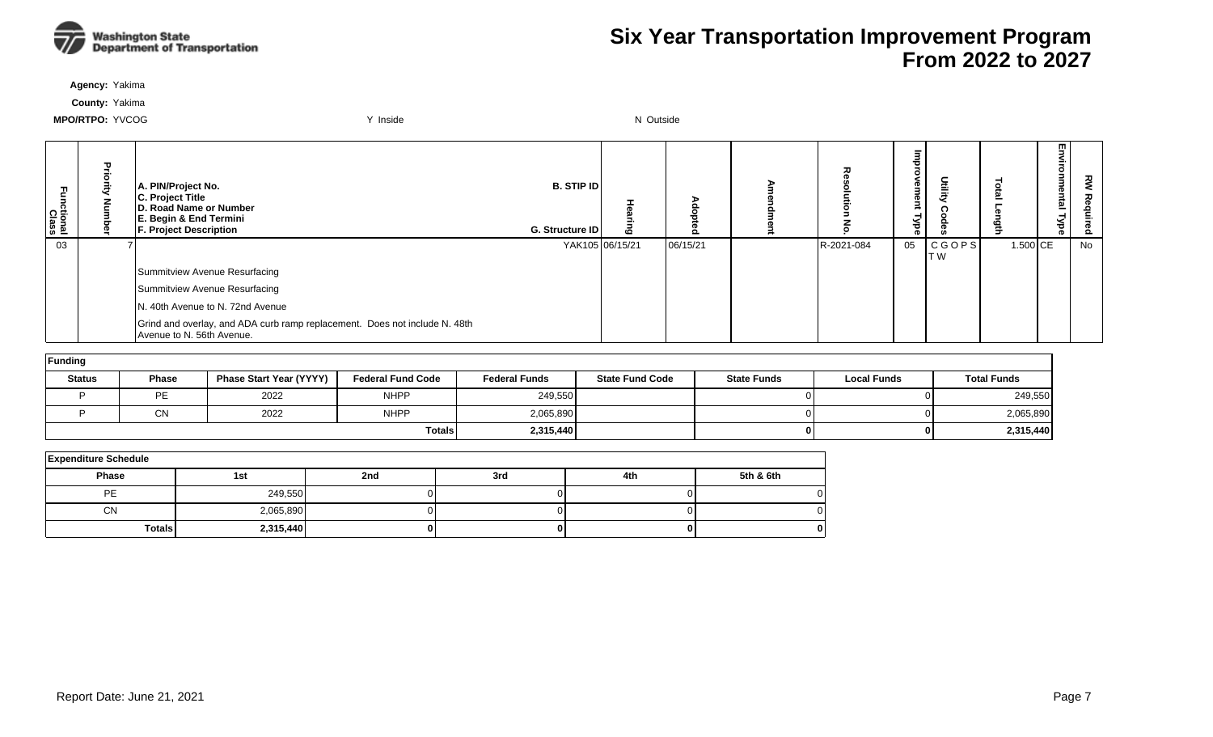# Six Year Transportation Improvement Program From 2022 to 2027

**Agency:** Yakima

**County:** Yakima

**MPO/RTPO:** YVCOG        Y Inside        N Outside

| Functional Class | Priority Number | A. PIN/Project No. C. Project Title D. Road Name or Number E. Begin & End Termini F. Project Description | B. STIP ID G. Structure ID | Hearing | Adopted | Amendment | Resolution No. | Improvement Type | Utility Codes | Total Length | Environmental Type | RW Required |
|---|---|---|---|---|---|---|---|---|---|---|---|---|
| 03 | 7 | | YAK105 | 06/15/21 | 06/15/21 | | R-2021-084 | 05 | C G O P S T W | 1.500 | CE | No |
| | | Summitview Avenue Resurfacing | | | | | | | | | | |
| | | Summitview Avenue Resurfacing | | | | | | | | | | |
| | | N. 40th Avenue to N. 72nd Avenue | | | | | | | | | | |
| | | Grind and overlay, and ADA curb ramp replacement. Does not include N. 48th Avenue to N. 56th Avenue. | | | | | | | | | | |

**Funding**

| Status | Phase | Phase Start Year (YYYY) | Federal Fund Code | Federal Funds | State Fund Code | State Funds | Local Funds | Total Funds |
|---|---|---|---|---|---|---|---|---|
| P | PE | 2022 | NHPP | 249,550 | | 0 | 0 | 249,550 |
| P | CN | 2022 | NHPP | 2,065,890 | | 0 | 0 | 2,065,890 |
| | | | **Totals** | **2,315,440** | | **0** | **0** | **2,315,440** |

**Expenditure Schedule**

| Phase | 1st | 2nd | 3rd | 4th | 5th & 6th |
|---|---|---|---|---|---|
| PE | 249,550 | 0 | 0 | 0 | 0 |
| CN | 2,065,890 | 0 | 0 | 0 | 0 |
| **Totals** | **2,315,440** | **0** | **0** | **0** | **0** |

Report Date: June 21, 2021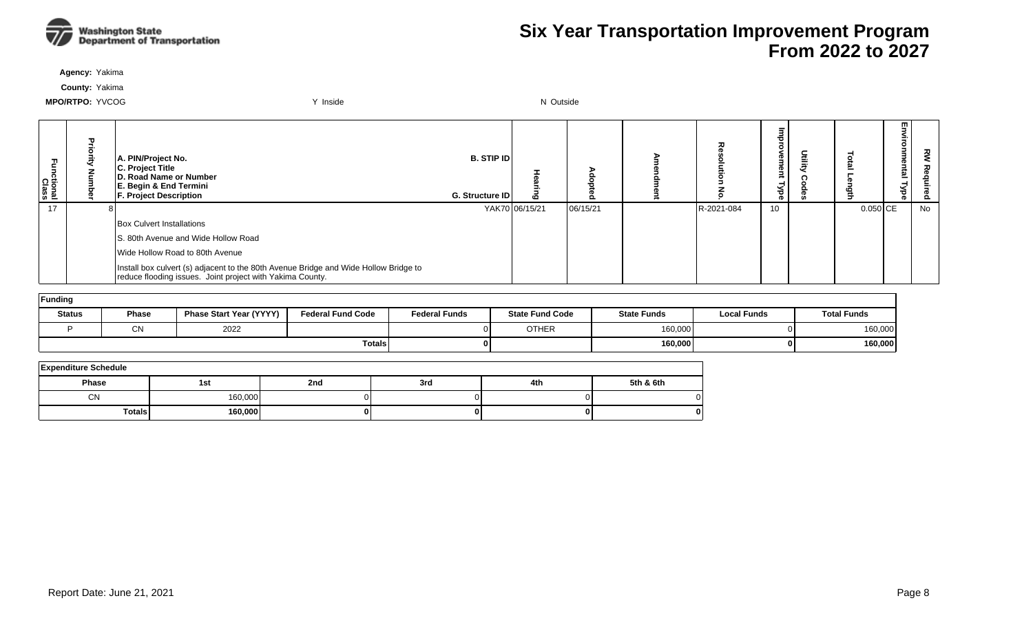# Six Year Transportation Improvement Program From 2022 to 2027

**Agency:** Yakima

**County:** Yakima

**MPO/RTPO:** YVCOG &nbsp;&nbsp;&nbsp;&nbsp; Y Inside &nbsp;&nbsp;&nbsp;&nbsp; N Outside

| Functional Class | Priority Number | A. PIN/Project No. / C. Project Title / D. Road Name or Number / E. Begin & End Termini / F. Project Description | B. STIP ID / G. Structure ID | Hearing | Adopted | Amendment | Resolution No. | Improvement Type | Utility Codes | Total Length | Environmental Type | RW Required |
|---|---|---|---|---|---|---|---|---|---|---|---|---|
| 17 | 8 | | YAK70 | 06/15/21 | 06/15/21 | | R-2021-084 | 10 | | 0.050 | CE | No |
| | | Box Culvert Installations | | | | | | | | | | |
| | | S. 80th Avenue and Wide Hollow Road | | | | | | | | | | |
| | | Wide Hollow Road to 80th Avenue | | | | | | | | | | |
| | | Install box culvert (s) adjacent to the 80th Avenue Bridge and Wide Hollow Bridge to reduce flooding issues. Joint project with Yakima County. | | | | | | | | | | |

**Funding**

| Status | Phase | Phase Start Year (YYYY) | Federal Fund Code | Federal Funds | State Fund Code | State Funds | Local Funds | Total Funds |
|---|---|---|---|---|---|---|---|---|
| P | CN | 2022 | | 0 | OTHER | 160,000 | 0 | 160,000 |
| | | | | **Totals** | **0** | | **160,000** | **0** | **160,000** |

**Expenditure Schedule**

| Phase | 1st | 2nd | 3rd | 4th | 5th & 6th |
|---|---|---|---|---|---|
| CN | 160,000 | 0 | 0 | 0 | 0 |
| **Totals** | **160,000** | **0** | **0** | **0** | **0** |

Report Date: June 21, 2021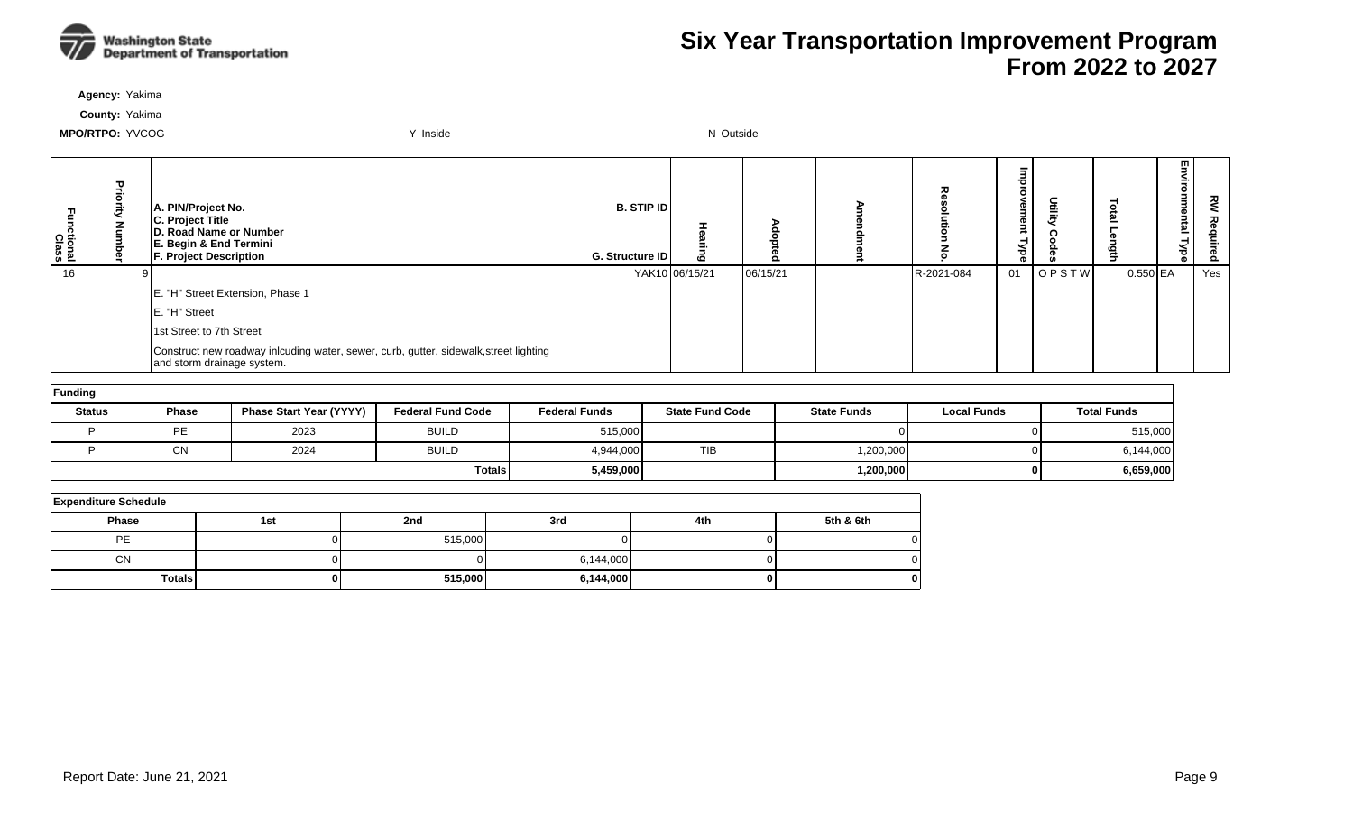# Six Year Transportation Improvement Program From 2022 to 2027

**Agency:** Yakima

**County:** Yakima

**MPO/RTPO:** YVCOG &nbsp;&nbsp;&nbsp;&nbsp; Y Inside &nbsp;&nbsp;&nbsp;&nbsp; N Outside

| Functional Class | Priority Number | A. PIN/Project No. C. Project Title D. Road Name or Number E. Begin & End Termini F. Project Description | B. STIP ID G. Structure ID | Hearing | Adopted | Amendment | Resolution No. | Improvement Type | Utility Codes | Total Length | Environmental Type | RW Required |
|---|---|---|---|---|---|---|---|---|---|---|---|---|
| 16 | 9 | | YAK10 | 06/15/21 | 06/15/21 | | R-2021-084 | 01 | O P S T W | 0.550 | EA | Yes |
| | | E. "H" Street Extension, Phase 1 | | | | | | | | | | |
| | | E. "H" Street | | | | | | | | | | |
| | | 1st Street to 7th Street | | | | | | | | | | |
| | | Construct new roadway inlcuding water, sewer, curb, gutter, sidewalk,street lighting and storm drainage system. | | | | | | | | | | |

**Funding**

| Status | Phase | Phase Start Year (YYYY) | Federal Fund Code | Federal Funds | State Fund Code | State Funds | Local Funds | Total Funds |
|---|---|---|---|---|---|---|---|---|
| P | PE | 2023 | BUILD | 515,000 | | 0 | 0 | 515,000 |
| P | CN | 2024 | BUILD | 4,944,000 | TIB | 1,200,000 | 0 | 6,144,000 |
| | | | **Totals** | **5,459,000** | | **1,200,000** | **0** | **6,659,000** |

**Expenditure Schedule**

| Phase | 1st | 2nd | 3rd | 4th | 5th & 6th |
|---|---|---|---|---|---|
| PE | 0 | 515,000 | 0 | 0 | 0 |
| CN | 0 | 0 | 6,144,000 | 0 | 0 |
| **Totals** | **0** | **515,000** | **6,144,000** | **0** | **0** |

Report Date: June 21, 2021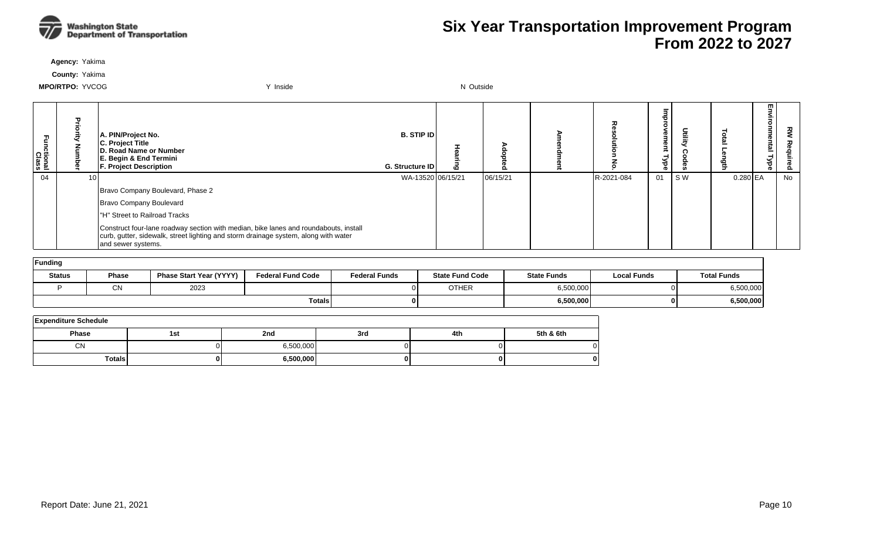# Six Year Transportation Improvement Program From 2022 to 2027

**Agency:** Yakima

**County:** Yakima

**MPO/RTPO:** YVCOG　　Y Inside　　N Outside

| Functional Class | Priority Number | A. PIN/Project No. C. Project Title D. Road Name or Number E. Begin & End Termini F. Project Description | B. STIP ID G. Structure ID | Hearing | Adopted | Amendment | Resolution No. | Improvement Type | Utility Codes | Total Length | Environmental Type | RW Required |
|---|---|---|---|---|---|---|---|---|---|---|---|---|
| 04 | 10 | | WA-13520 | 06/15/21 | 06/15/21 | | R-2021-084 | 01 | S W | 0.280 | EA | No |
| | | Bravo Company Boulevard, Phase 2 | | | | | | | | | | |
| | | Bravo Company Boulevard | | | | | | | | | | |
| | | "H" Street to Railroad Tracks | | | | | | | | | | |
| | | Construct four-lane roadway section with median, bike lanes and roundabouts, install curb, gutter, sidewalk, street lighting and storm drainage system, along with water and sewer systems. | | | | | | | | | | |

**Funding**

| Status | Phase | Phase Start Year (YYYY) | Federal Fund Code | Federal Funds | State Fund Code | State Funds | Local Funds | Total Funds |
|---|---|---|---|---|---|---|---|---|
| P | CN | 2023 | | 0 | OTHER | 6,500,000 | 0 | 6,500,000 |
| | | | Totals | **0** | | **6,500,000** | **0** | **6,500,000** |

**Expenditure Schedule**

| Phase | 1st | 2nd | 3rd | 4th | 5th & 6th |
|---|---|---|---|---|---|
| CN | 0 | 6,500,000 | 0 | 0 | 0 |
| Totals | **0** | **6,500,000** | **0** | **0** | **0** |

Report Date: June 21, 2021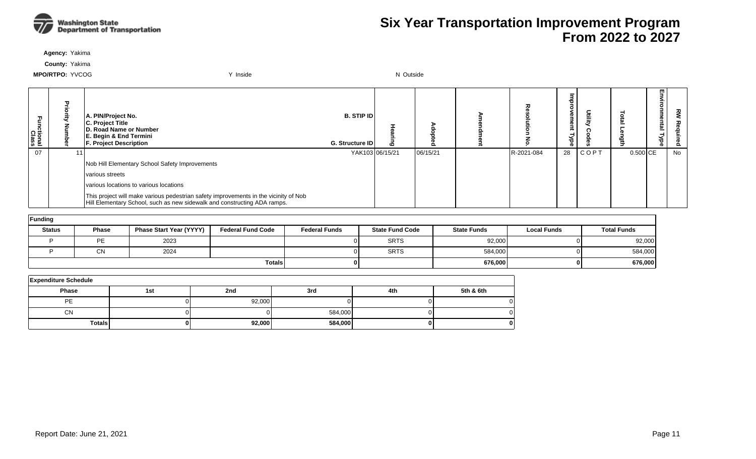# Six Year Transportation Improvement Program From 2022 to 2027

**Agency:** Yakima

**County:** Yakima

**MPO/RTPO:** YVCOG Y Inside N Outside

| Functional Class | Priority Number | A. PIN/Project No. C. Project Title D. Road Name or Number E. Begin & End Termini F. Project Description | B. STIP ID G. Structure ID | Hearing | Adopted | Amendment | Resolution No. | Improvement Type | Utility Codes | Total Length | Environmental Type | RW Required |
|---|---|---|---|---|---|---|---|---|---|---|---|---|
| 07 | 11 | | YAK103 | 06/15/21 | 06/15/21 | | R-2021-084 | 28 | C O P T | 0.500 | CE | No |
| | | Nob Hill Elementary School Safety Improvements | | | | | | | | | | |
| | | various streets | | | | | | | | | | |
| | | various locations to various locations | | | | | | | | | | |
| | | This project will make various pedestrian safety improvements in the vicinity of Nob Hill Elementary School, such as new sidewalk and constructing ADA ramps. | | | | | | | | | | |

**Funding**

| Status | Phase | Phase Start Year (YYYY) | Federal Fund Code | Federal Funds | State Fund Code | State Funds | Local Funds | Total Funds |
|---|---|---|---|---|---|---|---|---|
| P | PE | 2023 | | 0 | SRTS | 92,000 | 0 | 92,000 |
| P | CN | 2024 | | 0 | SRTS | 584,000 | 0 | 584,000 |
| | | | **Totals** | **0** | | **676,000** | **0** | **676,000** |

**Expenditure Schedule**

| Phase | 1st | 2nd | 3rd | 4th | 5th & 6th |
|---|---|---|---|---|---|
| PE | 0 | 92,000 | 0 | 0 | 0 |
| CN | 0 | 0 | 584,000 | 0 | 0 |
| **Totals** | **0** | **92,000** | **584,000** | **0** | **0** |

Report Date: June 21, 2021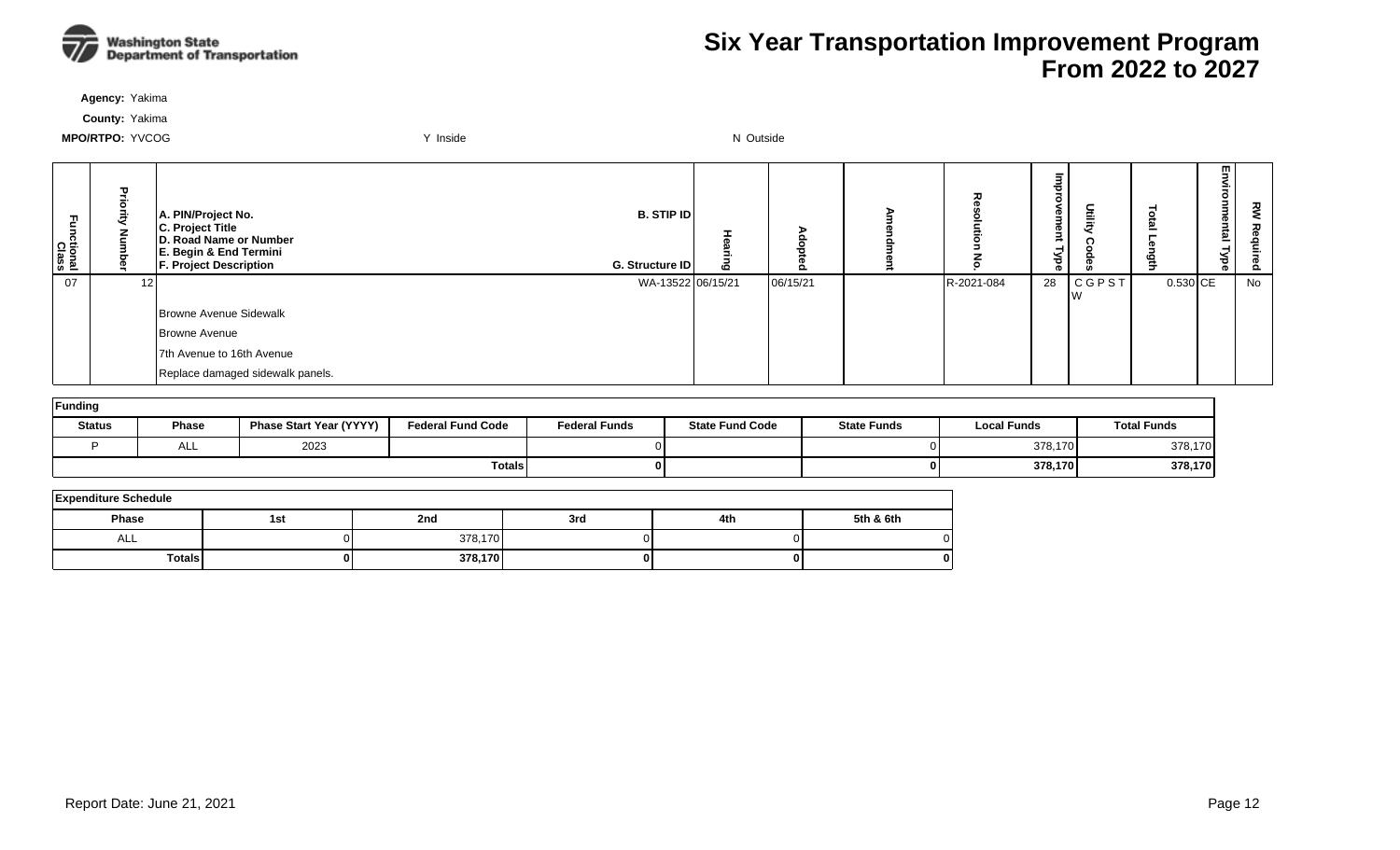# Six Year Transportation Improvement Program From 2022 to 2027

**Agency:** Yakima

**County:** Yakima

**MPO/RTPO:** YVCOG Y Inside N Outside

| Functional Class | Priority Number | A. PIN/Project No. C. Project Title D. Road Name or Number E. Begin & End Termini F. Project Description | B. STIP ID G. Structure ID | Hearing | Adopted | Amendment | Resolution No. | Improvement Type | Utility Codes | Total Length | Environmental Type | RW Required |
|---|---|---|---|---|---|---|---|---|---|---|---|---|
| 07 | 12 | Browne Avenue Sidewalk<br>Browne Avenue<br>7th Avenue to 16th Avenue<br>Replace damaged sidewalk panels. | WA-13522 | 06/15/21 | 06/15/21 | | R-2021-084 | 28 | C G P S T W | 0.530 | CE | No |

**Funding**

| Status | Phase | Phase Start Year (YYYY) | Federal Fund Code | Federal Funds | State Fund Code | State Funds | Local Funds | Total Funds |
|---|---|---|---|---|---|---|---|---|
| P | ALL | 2023 | | 0 | | 0 | 378,170 | 378,170 |
| | | | | **Totals** **0** | | **0** | **378,170** | **378,170** |

**Expenditure Schedule**

| Phase | 1st | 2nd | 3rd | 4th | 5th & 6th |
|---|---|---|---|---|---|
| ALL | 0 | 378,170 | 0 | 0 | 0 |
| **Totals** | **0** | **378,170** | **0** | **0** | **0** |

Report Date: June 21, 2021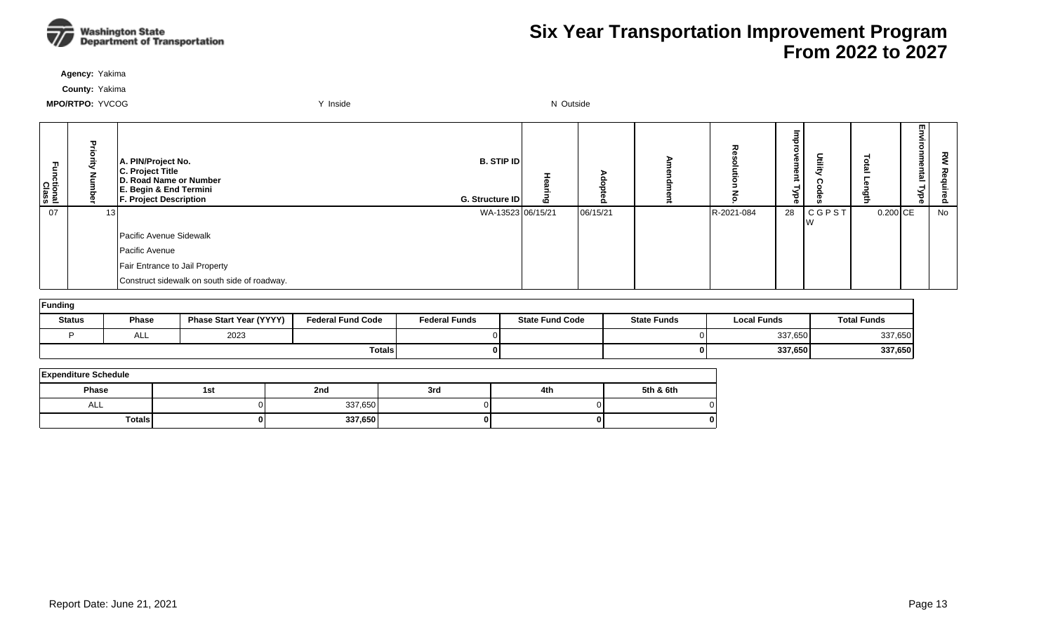# Six Year Transportation Improvement Program From 2022 to 2027

**Agency:** Yakima

**County:** Yakima

**MPO/RTPO:** YVCOG Y Inside N Outside

| Functional Class | Priority Number | A. PIN/Project No. C. Project Title D. Road Name or Number E. Begin & End Termini F. Project Description | B. STIP ID G. Structure ID | Hearing | Adopted | Amendment | Resolution No. | Improvement Type | Utility Codes | Total Length | Environmental Type | RW Required |
|---|---|---|---|---|---|---|---|---|---|---|---|---|
| 07 | 13 | Pacific Avenue Sidewalk<br>Pacific Avenue<br>Fair Entrance to Jail Property<br>Construct sidewalk on south side of roadway. | WA-13523 | 06/15/21 | 06/15/21 | | R-2021-084 | 28 | C G P S T W | 0.200 | CE | No |

**Funding**

| Status | Phase | Phase Start Year (YYYY) | Federal Fund Code | Federal Funds | State Fund Code | State Funds | Local Funds | Total Funds |
|---|---|---|---|---|---|---|---|---|
| P | ALL | 2023 | | 0 | | 0 | 337,650 | 337,650 |
| | | | | **Totals** **0** | | **0** | **337,650** | **337,650** |

**Expenditure Schedule**

| Phase | 1st | 2nd | 3rd | 4th | 5th & 6th |
|---|---|---|---|---|---|
| ALL | 0 | 337,650 | 0 | 0 | 0 |
| **Totals** | **0** | **337,650** | **0** | **0** | **0** |

Report Date: June 21, 2021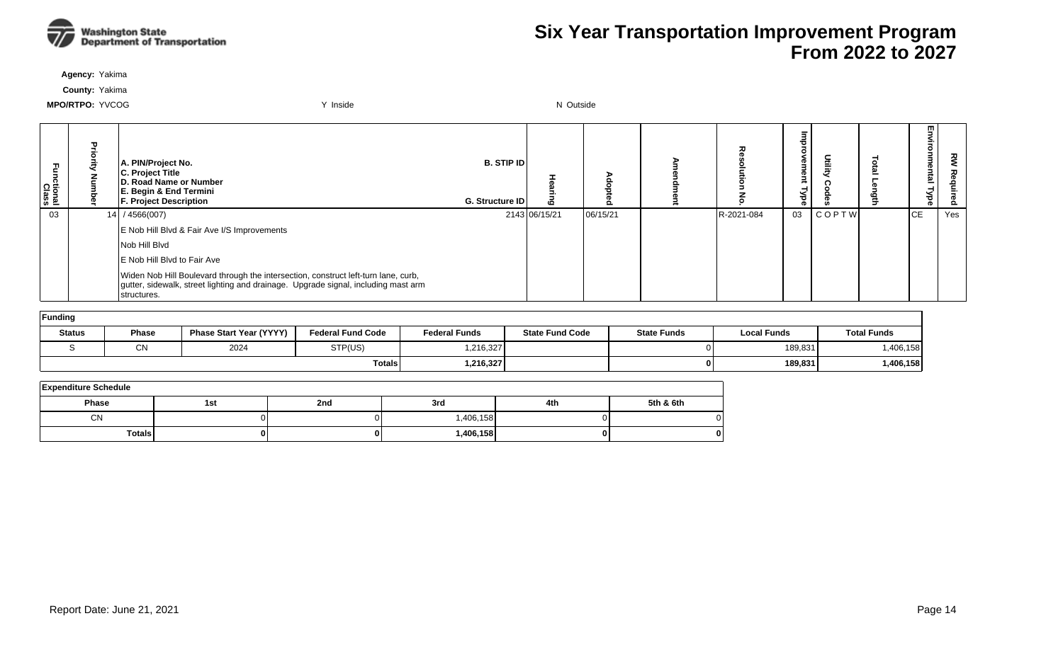# Six Year Transportation Improvement Program From 2022 to 2027

**Agency:** Yakima

**County:** Yakima

**MPO/RTPO:** YVCOG Y Inside N Outside

| Functional Class | Priority Number | A. PIN/Project No. C. Project Title D. Road Name or Number E. Begin & End Termini F. Project Description | B. STIP ID G. Structure ID | Hearing | Adopted | Amendment | Resolution No. | Improvement Type | Utility Codes | Total Length | Environmental Type | RW Required |
|---|---|---|---|---|---|---|---|---|---|---|---|---|
| 03 | 14 | / 4566(007) | 2143 | 06/15/21 | 06/15/21 | | R-2021-084 | 03 | C O P T W | | CE | Yes |
| | | E Nob Hill Blvd & Fair Ave I/S Improvements | | | | | | | | | | |
| | | Nob Hill Blvd | | | | | | | | | | |
| | | E Nob Hill Blvd to Fair Ave | | | | | | | | | | |
| | | Widen Nob Hill Boulevard through the intersection, construct left-turn lane, curb, gutter, sidewalk, street lighting and drainage. Upgrade signal, including mast arm structures. | | | | | | | | | | |

**Funding**

| Status | Phase | Phase Start Year (YYYY) | Federal Fund Code | Federal Funds | State Fund Code | State Funds | Local Funds | Total Funds |
|---|---|---|---|---|---|---|---|---|
| S | CN | 2024 | STP(US) | 1,216,327 | | 0 | 189,831 | 1,406,158 |
| | | | **Totals** | **1,216,327** | | **0** | **189,831** | **1,406,158** |

**Expenditure Schedule**

| Phase | 1st | 2nd | 3rd | 4th | 5th & 6th |
|---|---|---|---|---|---|
| CN | 0 | 0 | 1,406,158 | 0 | 0 |
| **Totals** | **0** | **0** | **1,406,158** | **0** | **0** |

Report Date: June 21, 2021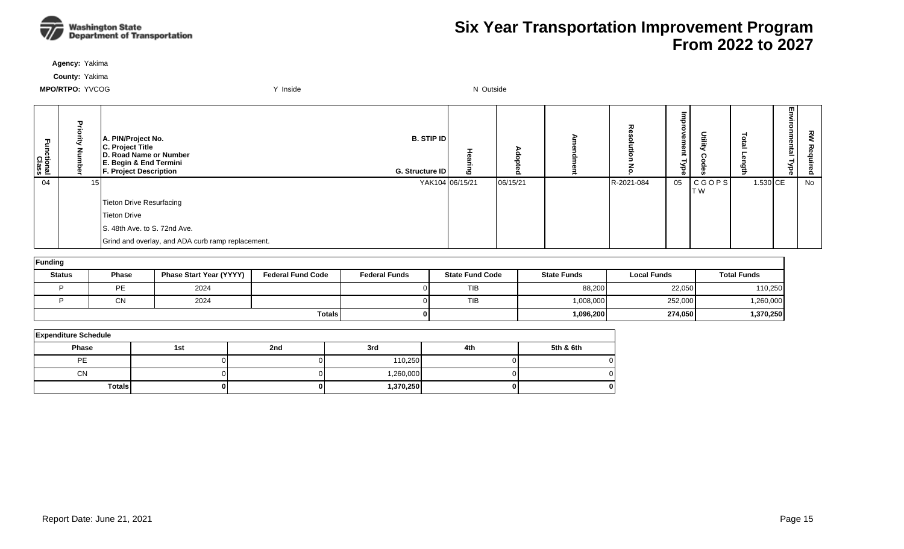# Six Year Transportation Improvement Program From 2022 to 2027

**Agency:** Yakima

**County:** Yakima

**MPO/RTPO:** YVCOG Y Inside N Outside

| Functional Class | Priority Number | A. PIN/Project No. C. Project Title D. Road Name or Number E. Begin & End Termini F. Project Description | B. STIP ID G. Structure ID | Hearing | Adopted | Amendment | Resolution No. | Improvement Type | Utility Codes | Total Length | Environmental Type | RW Required |
|---|---|---|---|---|---|---|---|---|---|---|---|---|
| 04 | 15 | | YAK104 | 06/15/21 | 06/15/21 | | R-2021-084 | 05 | C G O P S T W | 1.530 | CE | No |
| | | Tieton Drive Resurfacing | | | | | | | | | | |
| | | Tieton Drive | | | | | | | | | | |
| | | S. 48th Ave. to S. 72nd Ave. | | | | | | | | | | |
| | | Grind and overlay, and ADA curb ramp replacement. | | | | | | | | | | |

**Funding**

| Status | Phase | Phase Start Year (YYYY) | Federal Fund Code | Federal Funds | State Fund Code | State Funds | Local Funds | Total Funds |
|---|---|---|---|---|---|---|---|---|
| P | PE | 2024 | | 0 | TIB | 88,200 | 22,050 | 110,250 |
| P | CN | 2024 | | 0 | TIB | 1,008,000 | 252,000 | 1,260,000 |
| | | | **Totals** | **0** | | **1,096,200** | **274,050** | **1,370,250** |

**Expenditure Schedule**

| Phase | 1st | 2nd | 3rd | 4th | 5th & 6th |
|---|---|---|---|---|---|
| PE | 0 | 0 | 110,250 | 0 | 0 |
| CN | 0 | 0 | 1,260,000 | 0 | 0 |
| **Totals** | **0** | **0** | **1,370,250** | **0** | **0** |

Report Date: June 21, 2021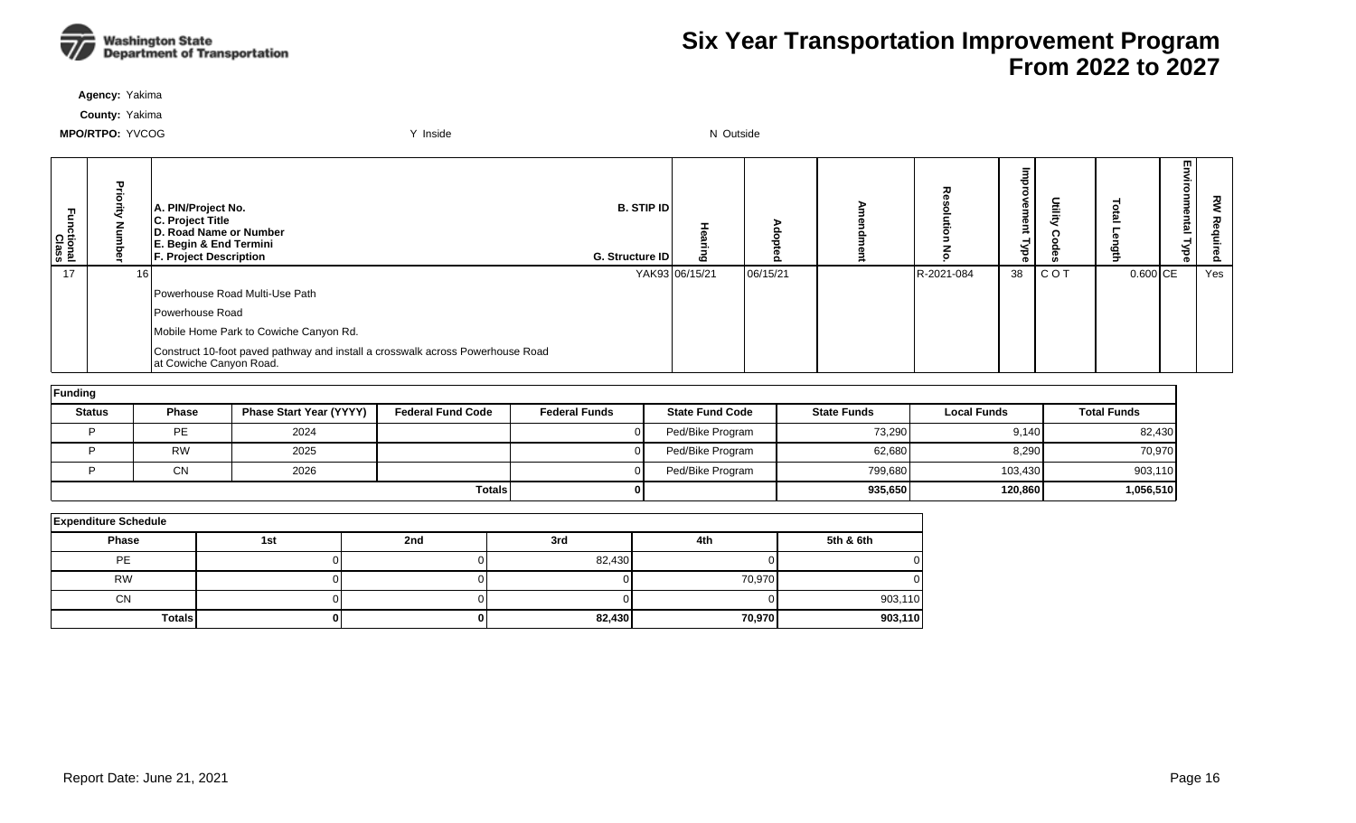# Six Year Transportation Improvement Program From 2022 to 2027

**Agency:** Yakima

**County:** Yakima

**MPO/RTPO:** YVCOG Y Inside N Outside

| Functional Class | Priority Number | A. PIN/Project No. C. Project Title D. Road Name or Number E. Begin & End Termini F. Project Description | B. STIP ID G. Structure ID | Hearing | Adopted | Amendment | Resolution No. | Improvement Type | Utility Codes | Total Length | Environmental Type | RW Required |
|---|---|---|---|---|---|---|---|---|---|---|---|---|
| 17 | 16 | | YAK93 | 06/15/21 | 06/15/21 | | R-2021-084 | 38 | C O T | 0.600 | CE | Yes |
| | | Powerhouse Road Multi-Use Path | | | | | | | | | | |
| | | Powerhouse Road | | | | | | | | | | |
| | | Mobile Home Park to Cowiche Canyon Rd. | | | | | | | | | | |
| | | Construct 10-foot paved pathway and install a crosswalk across Powerhouse Road at Cowiche Canyon Road. | | | | | | | | | | |

**Funding**

| Status | Phase | Phase Start Year (YYYY) | Federal Fund Code | Federal Funds | State Fund Code | State Funds | Local Funds | Total Funds |
|---|---|---|---|---|---|---|---|---|
| P | PE | 2024 | | 0 | Ped/Bike Program | 73,290 | 9,140 | 82,430 |
| P | RW | 2025 | | 0 | Ped/Bike Program | 62,680 | 8,290 | 70,970 |
| P | CN | 2026 | | 0 | Ped/Bike Program | 799,680 | 103,430 | 903,110 |
| | | | **Totals** | **0** | | **935,650** | **120,860** | **1,056,510** |

**Expenditure Schedule**

| Phase | 1st | 2nd | 3rd | 4th | 5th & 6th |
|---|---|---|---|---|---|
| PE | 0 | 0 | 82,430 | 0 | 0 |
| RW | 0 | 0 | 0 | 70,970 | 0 |
| CN | 0 | 0 | 0 | 0 | 903,110 |
| **Totals** | **0** | **0** | **82,430** | **70,970** | **903,110** |

Report Date: June 21, 2021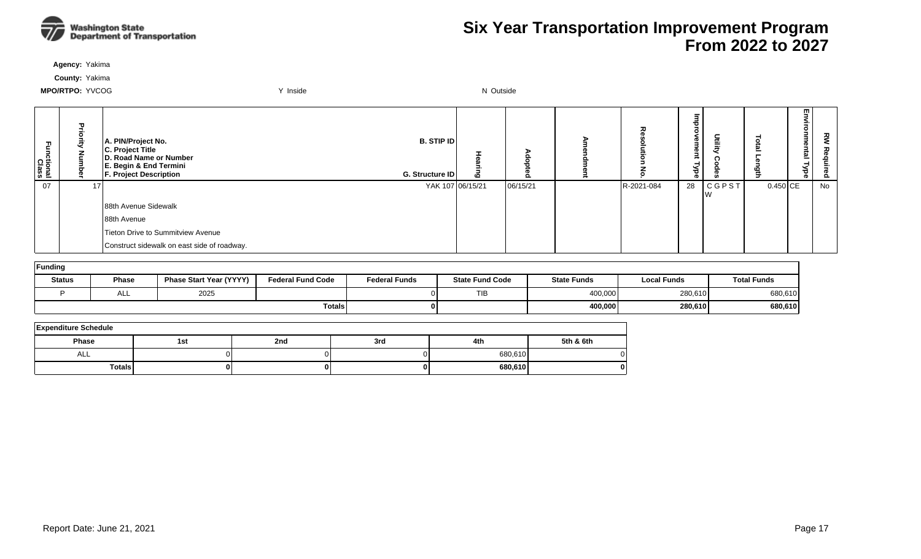# Six Year Transportation Improvement Program From 2022 to 2027

**Agency:** Yakima

**County:** Yakima

**MPO/RTPO:** YVCOG    Y Inside    N Outside

| Functional Class | Priority Number | A. PIN/Project No. C. Project Title D. Road Name or Number E. Begin & End Termini F. Project Description | B. STIP ID G. Structure ID | Hearing | Adopted | Amendment | Resolution No. | Improvement Type | Utility Codes | Total Length | Environmental Type | RW Required |
|---|---|---|---|---|---|---|---|---|---|---|---|---|
| 07 | 17 | 88th Avenue Sidewalk<br>88th Avenue<br>Tieton Drive to Summitview Avenue<br>Construct sidewalk on east side of roadway. | YAK 107 | 06/15/21 | 06/15/21 | | R-2021-084 | 28 | C G P S T W | 0.450 | CE | No |

| Funding | | | | | | | | |
|---|---|---|---|---|---|---|---|---|
| **Status** | **Phase** | **Phase Start Year (YYYY)** | **Federal Fund Code** | **Federal Funds** | **State Fund Code** | **State Funds** | **Local Funds** | **Total Funds** |
| P | ALL | 2025 | | 0 | TIB | 400,000 | 280,610 | 680,610 |
| | | | | **Totals** 0 | | **400,000** | **280,610** | **680,610** |

| Expenditure Schedule | | | | | |
|---|---|---|---|---|---|
| **Phase** | **1st** | **2nd** | **3rd** | **4th** | **5th & 6th** |
| ALL | 0 | 0 | 0 | 680,610 | 0 |
| **Totals** | **0** | **0** | **0** | **680,610** | **0** |

Report Date: June 21, 2021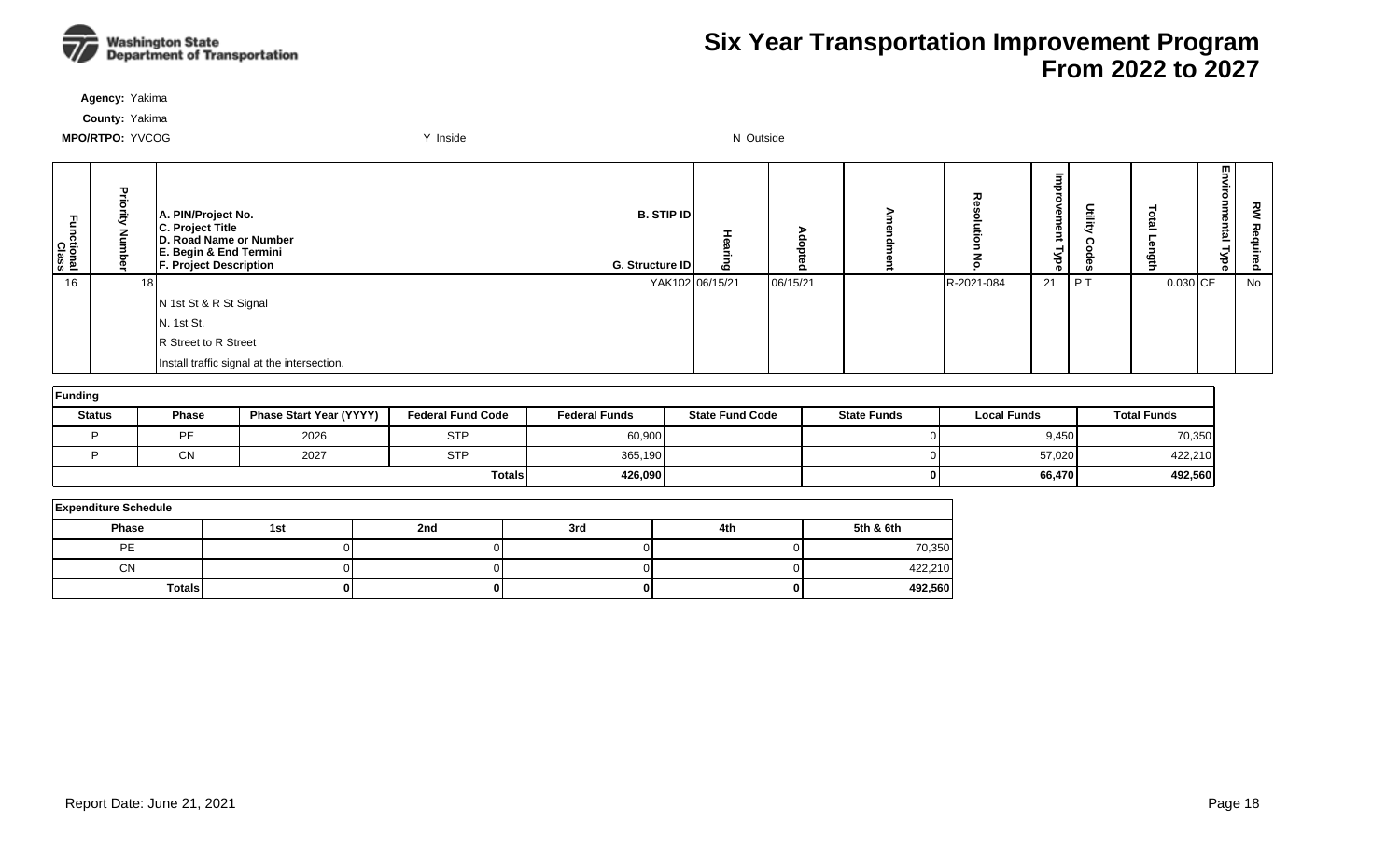# Six Year Transportation Improvement Program From 2022 to 2027

Washington State Department of Transportation

**Agency:** Yakima

**County:** Yakima

**MPO/RTPO:** YVCOG &nbsp;&nbsp;&nbsp; Y Inside &nbsp;&nbsp;&nbsp; N Outside

| Functional Class | Priority Number | A. PIN/Project No. / C. Project Title / D. Road Name or Number / E. Begin & End Termini / F. Project Description | B. STIP ID / G. Structure ID | Hearing | Adopted | Amendment | Resolution No. | Improvement Type | Utility Codes | Total Length | Environmental Type | RW Required |
|---|---|---|---|---|---|---|---|---|---|---|---|---|
| 16 | 18 | N 1st St & R St Signal<br>N. 1st St.<br>R Street to R Street<br>Install traffic signal at the intersection. | YAK102 | 06/15/21 | 06/15/21 | | R-2021-084 | 21 | P T | 0.030 | CE | No |

**Funding**

| Status | Phase | Phase Start Year (YYYY) | Federal Fund Code | Federal Funds | State Fund Code | State Funds | Local Funds | Total Funds |
|---|---|---|---|---|---|---|---|---|
| P | PE | 2026 | STP | 60,900 | | 0 | 9,450 | 70,350 |
| P | CN | 2027 | STP | 365,190 | | 0 | 57,020 | 422,210 |
| | | | **Totals** | **426,090** | | **0** | **66,470** | **492,560** |

**Expenditure Schedule**

| Phase | 1st | 2nd | 3rd | 4th | 5th & 6th |
|---|---|---|---|---|---|
| PE | 0 | 0 | 0 | 0 | 70,350 |
| CN | 0 | 0 | 0 | 0 | 422,210 |
| **Totals** | **0** | **0** | **0** | **0** | **492,560** |

Report Date: June 21, 2021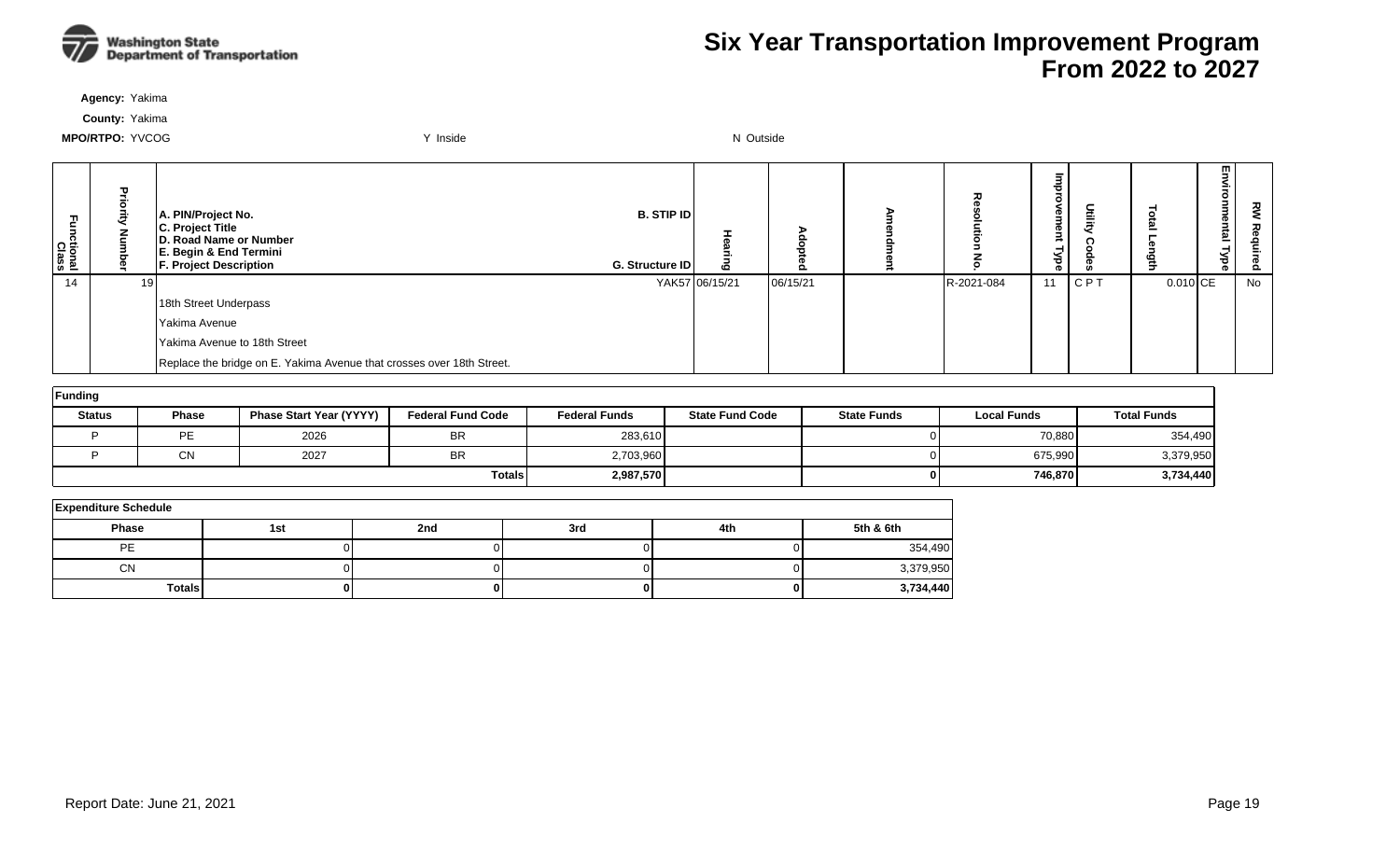# Six Year Transportation Improvement Program
# From 2022 to 2027

**Agency:** Yakima

**County:** Yakima

**MPO/RTPO:** YVCOG Y Inside N Outside

| Functional Class | Priority Number | A. PIN/Project No. C. Project Title D. Road Name or Number E. Begin & End Termini F. Project Description | B. STIP ID G. Structure ID | Hearing | Adopted | Amendment | Resolution No. | Improvement Type | Utility Codes | Total Length | Environmental Type | RW Required |
|---|---|---|---|---|---|---|---|---|---|---|---|---|
| 14 | 19 | | YAK57 | 06/15/21 | 06/15/21 | | R-2021-084 | 11 | C P T | 0.010 | CE | No |
| | | 18th Street Underpass | | | | | | | | | | |
| | | Yakima Avenue | | | | | | | | | | |
| | | Yakima Avenue to 18th Street | | | | | | | | | | |
| | | Replace the bridge on E. Yakima Avenue that crosses over 18th Street. | | | | | | | | | | |

**Funding**

| Status | Phase | Phase Start Year (YYYY) | Federal Fund Code | Federal Funds | State Fund Code | State Funds | Local Funds | Total Funds |
|---|---|---|---|---|---|---|---|---|
| P | PE | 2026 | BR | 283,610 | | 0 | 70,880 | 354,490 |
| P | CN | 2027 | BR | 2,703,960 | | 0 | 675,990 | 3,379,950 |
| | | | **Totals** | **2,987,570** | | **0** | **746,870** | **3,734,440** |

**Expenditure Schedule**

| Phase | 1st | 2nd | 3rd | 4th | 5th & 6th |
|---|---|---|---|---|---|
| PE | 0 | 0 | 0 | 0 | 354,490 |
| CN | 0 | 0 | 0 | 0 | 3,379,950 |
| **Totals** | **0** | **0** | **0** | **0** | **3,734,440** |

Report Date: June 21, 2021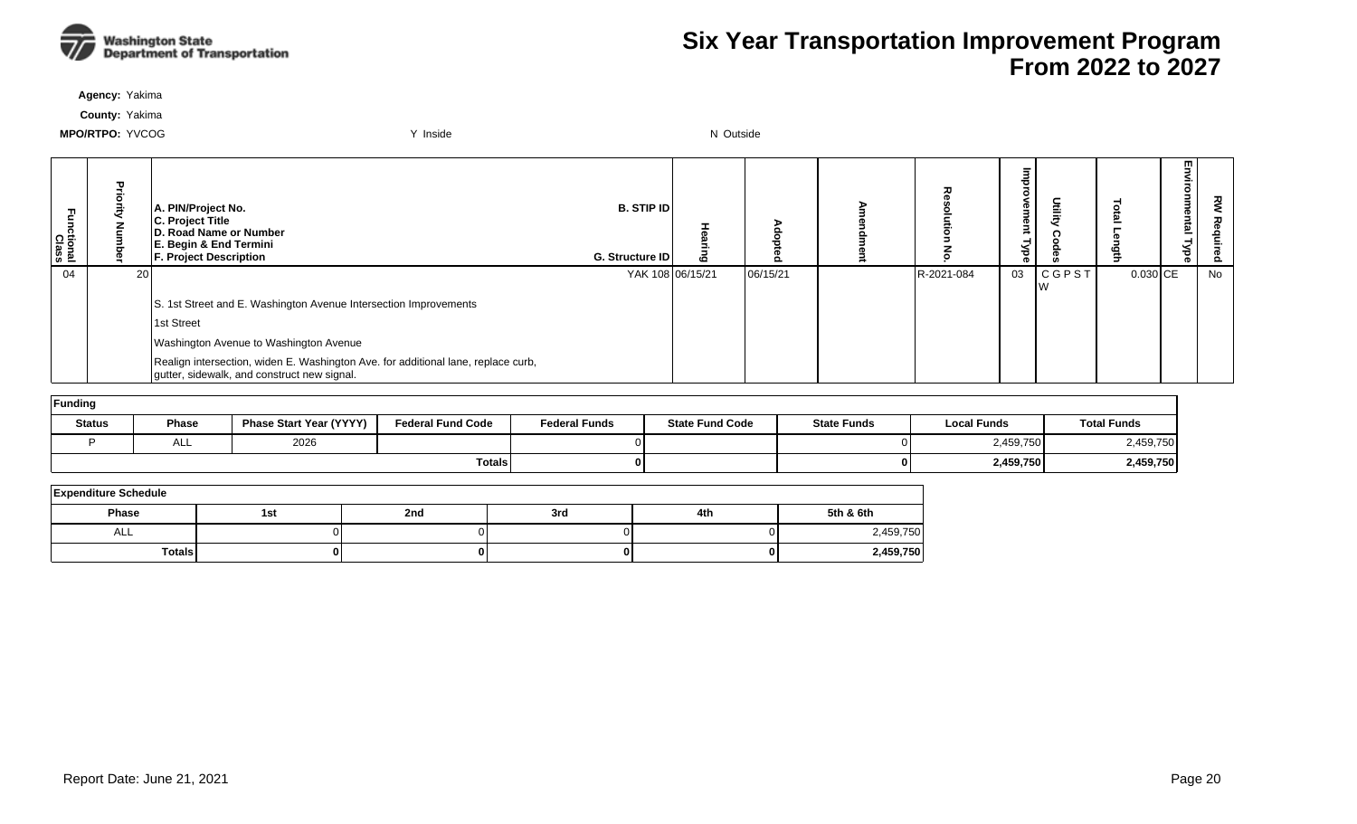# Six Year Transportation Improvement Program From 2022 to 2027

**Agency:** Yakima

**County:** Yakima

**MPO/RTPO:** YVCOG  Y Inside  N Outside

| Functional Class | Priority Number | A. PIN/Project No. C. Project Title D. Road Name or Number E. Begin & End Termini F. Project Description | B. STIP ID G. Structure ID | Hearing | Adopted | Amendment | Resolution No. | Improvement Type | Utility Codes | Total Length | Environmental Type | RW Required |
|---|---|---|---|---|---|---|---|---|---|---|---|---|
| 04 | 20 | | YAK 108 | 06/15/21 | 06/15/21 | | R-2021-084 | 03 | C G P S T W | 0.030 | CE | No |
| | | S. 1st Street and E. Washington Avenue Intersection Improvements | | | | | | | | | | |
| | | 1st Street | | | | | | | | | | |
| | | Washington Avenue to Washington Avenue | | | | | | | | | | |
| | | Realign intersection, widen E. Washington Ave. for additional lane, replace curb, gutter, sidewalk, and construct new signal. | | | | | | | | | | |

**Funding**

| Status | Phase | Phase Start Year (YYYY) | Federal Fund Code | Federal Funds | State Fund Code | State Funds | Local Funds | Total Funds |
|---|---|---|---|---|---|---|---|---|
| P | ALL | 2026 | | 0 | | 0 | 2,459,750 | 2,459,750 |
| | | | Totals | **0** | | **0** | **2,459,750** | **2,459,750** |

**Expenditure Schedule**

| Phase | 1st | 2nd | 3rd | 4th | 5th & 6th |
|---|---|---|---|---|---|
| ALL | 0 | 0 | 0 | 0 | 2,459,750 |
| **Totals** | **0** | **0** | **0** | **0** | **2,459,750** |

Report Date: June 21, 2021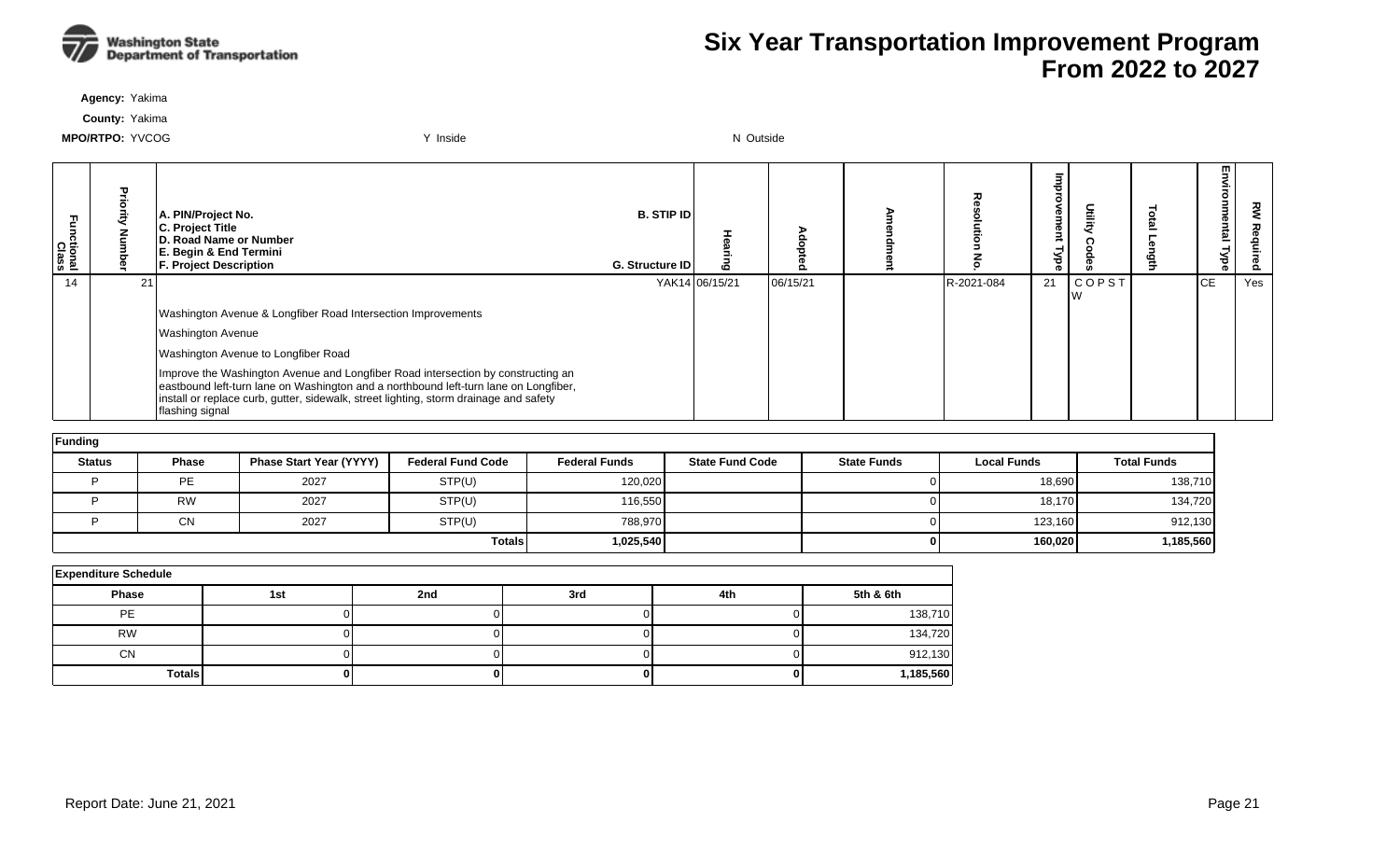# Six Year Transportation Improvement Program
# From 2022 to 2027

**Agency:** Yakima

**County:** Yakima

**MPO/RTPO:** YVCOG Y Inside N Outside

| Functional Class | Priority Number | A. PIN/Project No. / C. Project Title / D. Road Name or Number / E. Begin & End Termini / F. Project Description | B. STIP ID / G. Structure ID | Hearing | Adopted | Amendment | Resolution No. | Improvement Type | Utility Codes | Total Length | Environmental Type | RW Required |
|---|---|---|---|---|---|---|---|---|---|---|---|---|
| 14 | 21 | | YAK14 | 06/15/21 | 06/15/21 | | R-2021-084 | 21 | C O P S T W | | CE | Yes |
| | | Washington Avenue & Longfiber Road Intersection Improvements | | | | | | | | | | |
| | | Washington Avenue | | | | | | | | | | |
| | | Washington Avenue to Longfiber Road | | | | | | | | | | |
| | | Improve the Washington Avenue and Longfiber Road intersection by constructing an eastbound left-turn lane on Washington and a northbound left-turn lane on Longfiber, install or replace curb, gutter, sidewalk, street lighting, storm drainage and safety flashing signal | | | | | | | | | | |

**Funding**

| Status | Phase | Phase Start Year (YYYY) | Federal Fund Code | Federal Funds | State Fund Code | State Funds | Local Funds | Total Funds |
|---|---|---|---|---|---|---|---|---|
| P | PE | 2027 | STP(U) | 120,020 | | 0 | 18,690 | 138,710 |
| P | RW | 2027 | STP(U) | 116,550 | | 0 | 18,170 | 134,720 |
| P | CN | 2027 | STP(U) | 788,970 | | 0 | 123,160 | 912,130 |
| | | | **Totals** | **1,025,540** | | **0** | **160,020** | **1,185,560** |

**Expenditure Schedule**

| Phase | 1st | 2nd | 3rd | 4th | 5th & 6th |
|---|---|---|---|---|---|
| PE | 0 | 0 | 0 | 0 | 138,710 |
| RW | 0 | 0 | 0 | 0 | 134,720 |
| CN | 0 | 0 | 0 | 0 | 912,130 |
| **Totals** | **0** | **0** | **0** | **0** | **1,185,560** |

Report Date: June 21, 2021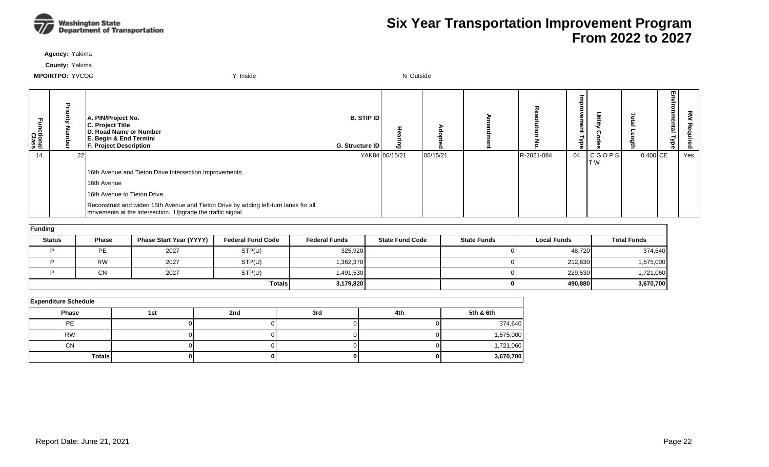# Six Year Transportation Improvement Program
# From 2022 to 2027

**Agency:** Yakima

**County:** Yakima

**MPO/RTPO:** YVCOG    Y Inside    N Outside

| Functional Class | Priority Number | A. PIN/Project No. C. Project Title D. Road Name or Number E. Begin & End Termini F. Project Description | B. STIP ID G. Structure ID | Hearing | Adopted | Amendment | Resolution No. | Improvement Type | Utility Codes | Total Length | Environmental Type | RW Required |
|---|---|---|---|---|---|---|---|---|---|---|---|---|
| 14 | 22 | | YAK84 | 06/15/21 | 06/15/21 | | R-2021-084 | 04 | C G O P S T W | 0.400 | CE | Yes |
| | | 16th Avenue and Tieton Drive Intersection Improvements | | | | | | | | | | |
| | | 16th Avenue | | | | | | | | | | |
| | | 16th Avenue to Tieton Drive | | | | | | | | | | |
| | | Reconstruct and widen 16th Avenue and Tieton Drive by adding left-turn lanes for all movements at the intersection. Upgrade the traffic signal. | | | | | | | | | | |

**Funding**

| Status | Phase | Phase Start Year (YYYY) | Federal Fund Code | Federal Funds | State Fund Code | State Funds | Local Funds | Total Funds |
|---|---|---|---|---|---|---|---|---|
| P | PE | 2027 | STP(U) | 325,920 | | 0 | 48,720 | 374,640 |
| P | RW | 2027 | STP(U) | 1,362,370 | | 0 | 212,630 | 1,575,000 |
| P | CN | 2027 | STP(U) | 1,491,530 | | 0 | 229,530 | 1,721,060 |
| | | | **Totals** | **3,179,820** | | **0** | **490,880** | **3,670,700** |

**Expenditure Schedule**

| Phase | 1st | 2nd | 3rd | 4th | 5th & 6th |
|---|---|---|---|---|---|
| PE | 0 | 0 | 0 | 0 | 374,640 |
| RW | 0 | 0 | 0 | 0 | 1,575,000 |
| CN | 0 | 0 | 0 | 0 | 1,721,060 |
| **Totals** | **0** | **0** | **0** | **0** | **3,670,700** |

Report Date: June 21, 2021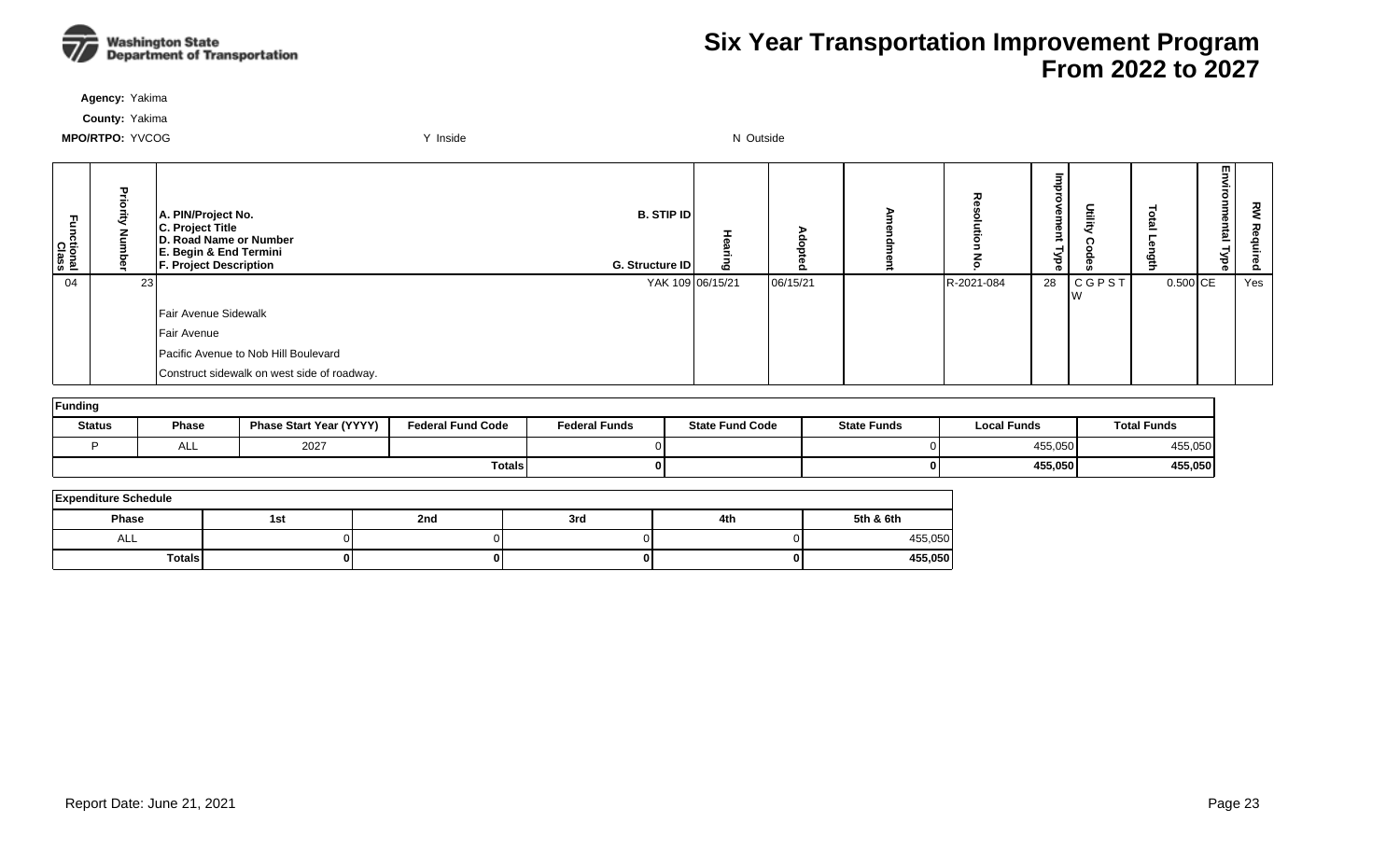# Six Year Transportation Improvement Program From 2022 to 2027

**Agency:** Yakima

**County:** Yakima

**MPO/RTPO:** YVCOG    Y Inside    N Outside

| Functional Class | Priority Number | A. PIN/Project No. C. Project Title D. Road Name or Number E. Begin & End Termini F. Project Description | B. STIP ID G. Structure ID | Hearing | Adopted | Amendment | Resolution No. | Improvement Type | Utility Codes | Total Length | Environmental Type | RW Required |
|---|---|---|---|---|---|---|---|---|---|---|---|---|
| 04 | 23 | | YAK 109 | 06/15/21 | 06/15/21 | | R-2021-084 | 28 | C G P S T W | 0.500 | CE | Yes |
| | | Fair Avenue Sidewalk | | | | | | | | | | |
| | | Fair Avenue | | | | | | | | | | |
| | | Pacific Avenue to Nob Hill Boulevard | | | | | | | | | | |
| | | Construct sidewalk on west side of roadway. | | | | | | | | | | |

**Funding**

| Status | Phase | Phase Start Year (YYYY) | Federal Fund Code | Federal Funds | State Fund Code | State Funds | Local Funds | Total Funds |
|---|---|---|---|---|---|---|---|---|
| P | ALL | 2027 | | 0 | | 0 | 455,050 | 455,050 |
| | | | **Totals** | **0** | | **0** | **455,050** | **455,050** |

**Expenditure Schedule**

| Phase | 1st | 2nd | 3rd | 4th | 5th & 6th |
|---|---|---|---|---|---|
| ALL | 0 | 0 | 0 | 0 | 455,050 |
| **Totals** | **0** | **0** | **0** | **0** | **455,050** |

Report Date: June 21, 2021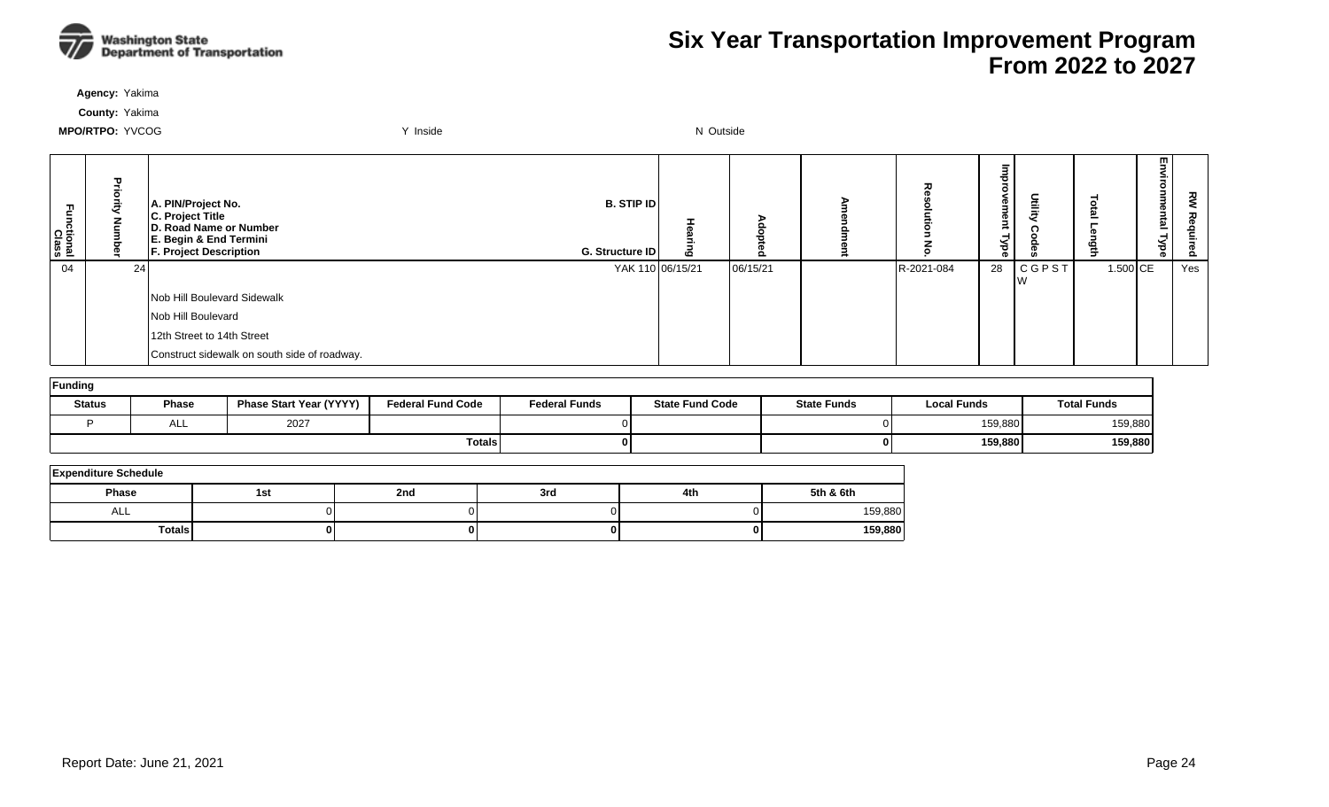# Six Year Transportation Improvement Program From 2022 to 2027

**Agency:** Yakima

**County:** Yakima

**MPO/RTPO:** YVCOG

Y Inside

N Outside

| Functional Class | Priority Number | A. PIN/Project No.<br>C. Project Title<br>D. Road Name or Number<br>E. Begin & End Termini<br>F. Project Description | B. STIP ID<br>G. Structure ID | Hearing | Adopted | Amendment | Resolution No. | Improvement Type | Utility Codes | Total Length | Environmental Type | RW Required |
|---|---|---|---|---|---|---|---|---|---|---|---|---|
| 04 | 24 | | YAK 110 | 06/15/21 | 06/15/21 | | R-2021-084 | 28 | C G P S T W | 1.500 | CE | Yes |
| | | Nob Hill Boulevard Sidewalk | | | | | | | | | | |
| | | Nob Hill Boulevard | | | | | | | | | | |
| | | 12th Street to 14th Street | | | | | | | | | | |
| | | Construct sidewalk on south side of roadway. | | | | | | | | | | |

**Funding**

| Status | Phase | Phase Start Year (YYYY) | Federal Fund Code | Federal Funds | State Fund Code | State Funds | Local Funds | Total Funds |
|---|---|---|---|---|---|---|---|---|
| P | ALL | 2027 | | 0 | | 0 | 159,880 | 159,880 |
| | | | Totals | **0** | | **0** | **159,880** | **159,880** |

**Expenditure Schedule**

| Phase | 1st | 2nd | 3rd | 4th | 5th & 6th |
|---|---|---|---|---|---|
| ALL | 0 | 0 | 0 | 0 | 159,880 |
| Totals | **0** | **0** | **0** | **0** | **159,880** |

Report Date: June 21, 2021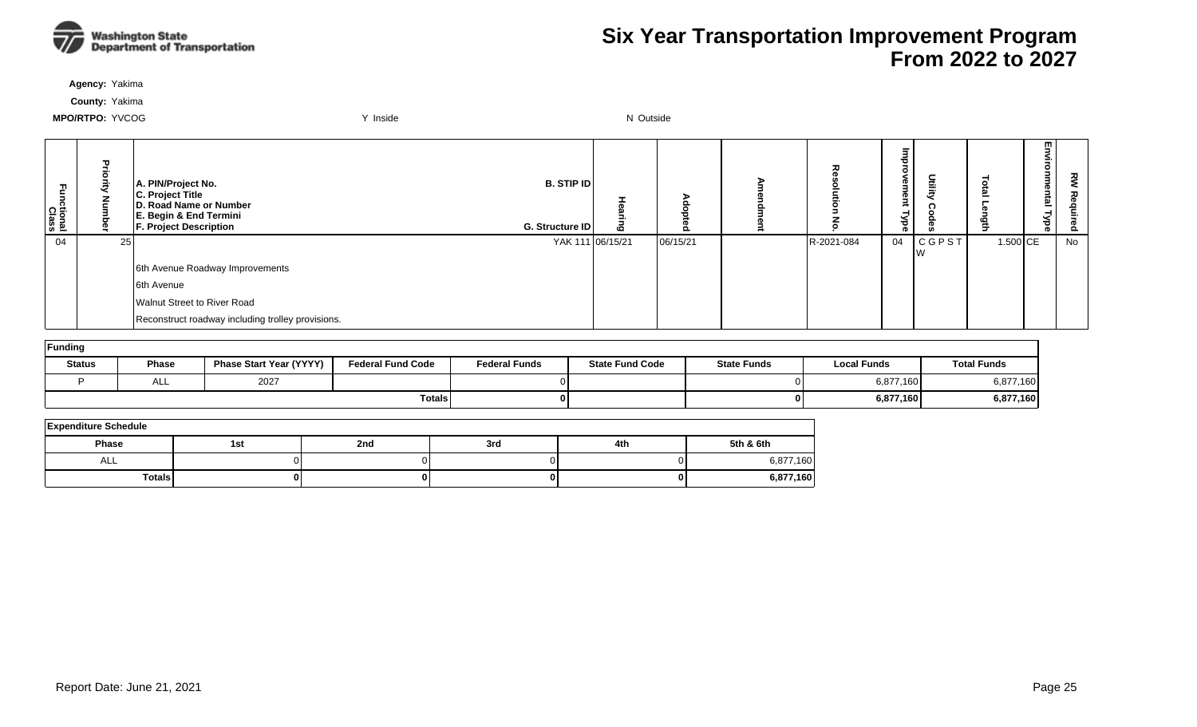# Six Year Transportation Improvement Program From 2022 to 2027

**Agency:** Yakima

**County:** Yakima

**MPO/RTPO:** YVCOG Y Inside N Outside

| Functional Class | Priority Number | A. PIN/Project No. C. Project Title D. Road Name or Number E. Begin & End Termini F. Project Description | B. STIP ID G. Structure ID | Hearing | Adopted | Amendment | Resolution No. | Improvement Type | Utility Codes | Total Length | Environmental Type | RW Required |
|---|---|---|---|---|---|---|---|---|---|---|---|---|
| 04 | 25 | | YAK 111 | 06/15/21 | 06/15/21 | | R-2021-084 | 04 | C G P S T W | 1.500 | CE | No |
| | | 6th Avenue Roadway Improvements | | | | | | | | | | |
| | | 6th Avenue | | | | | | | | | | |
| | | Walnut Street to River Road | | | | | | | | | | |
| | | Reconstruct roadway including trolley provisions. | | | | | | | | | | |

| Funding | | | | | | | | |
|---|---|---|---|---|---|---|---|---|
| **Status** | **Phase** | **Phase Start Year (YYYY)** | **Federal Fund Code** | **Federal Funds** | **State Fund Code** | **State Funds** | **Local Funds** | **Total Funds** |
| P | ALL | 2027 | | 0 | | 0 | 6,877,160 | 6,877,160 |
| | | | **Totals** | **0** | | **0** | **6,877,160** | **6,877,160** |

| Expenditure Schedule | | | | | |
|---|---|---|---|---|---|
| **Phase** | **1st** | **2nd** | **3rd** | **4th** | **5th & 6th** |
| ALL | 0 | 0 | 0 | 0 | 6,877,160 |
| **Totals** | **0** | **0** | **0** | **0** | **6,877,160** |

Report Date: June 21, 2021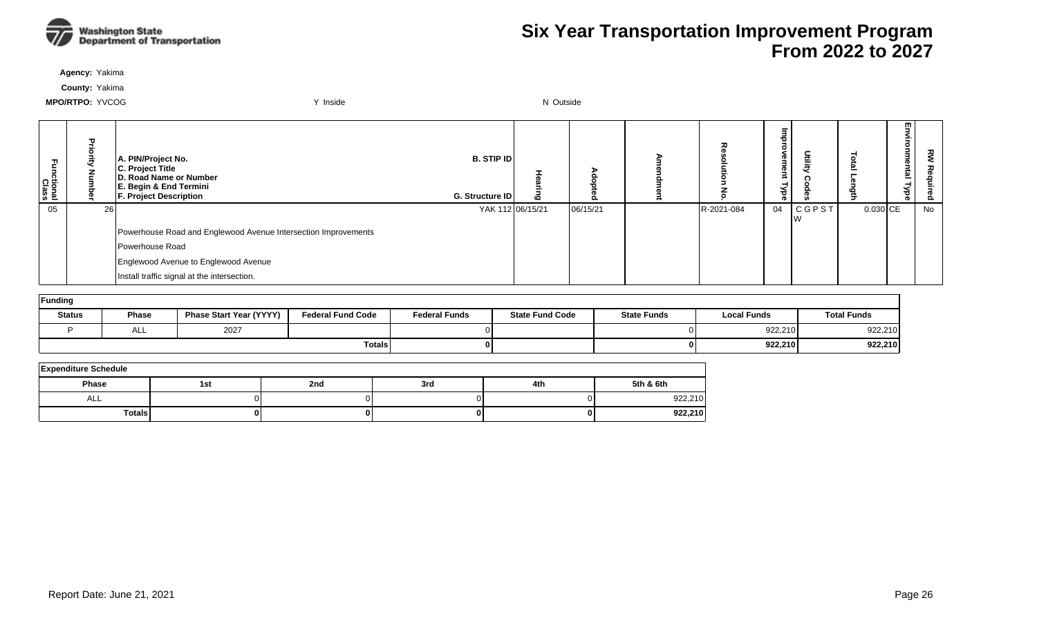# Six Year Transportation Improvement Program From 2022 to 2027

**Agency:** Yakima

**County:** Yakima

**MPO/RTPO:** YVCOG | Y Inside | N Outside

| Functional Class | Priority Number | A. PIN/Project No. C. Project Title D. Road Name or Number E. Begin & End Termini F. Project Description | B. STIP ID G. Structure ID | Hearing | Adopted | Amendment | Resolution No. | Improvement Type | Utility Codes | Total Length | Environmental Type | RW Required |
|---|---|---|---|---|---|---|---|---|---|---|---|---|
| 05 | 26 | Powerhouse Road and Englewood Avenue Intersection Improvements<br>Powerhouse Road<br>Englewood Avenue to Englewood Avenue<br>Install traffic signal at the intersection. | YAK 112 | 06/15/21 | 06/15/21 | | R-2021-084 | 04 | C G P S T W | 0.030 | CE | No |

**Funding**

| Status | Phase | Phase Start Year (YYYY) | Federal Fund Code | Federal Funds | State Fund Code | State Funds | Local Funds | Total Funds |
|---|---|---|---|---|---|---|---|---|
| P | ALL | 2027 | | 0 | | 0 | 922,210 | 922,210 |
| | | | | **Totals** **0** | | **0** | **922,210** | **922,210** |

**Expenditure Schedule**

| Phase | 1st | 2nd | 3rd | 4th | 5th & 6th |
|---|---|---|---|---|---|
| ALL | 0 | 0 | 0 | 0 | 922,210 |
| **Totals** | **0** | **0** | **0** | **0** | **922,210** |

Report Date: June 21, 2021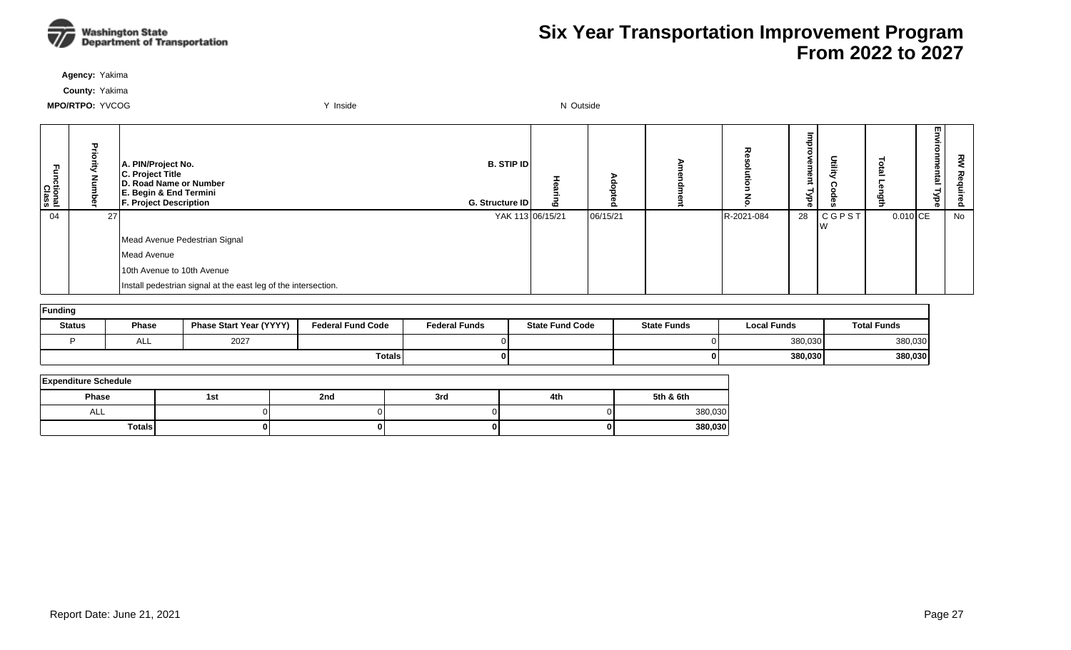# Six Year Transportation Improvement Program
# From 2022 to 2027

**Agency:** Yakima

**County:** Yakima

**MPO/RTPO:** YVCOG Y Inside N Outside

| Functional Class | Priority Number | A. PIN/Project No. C. Project Title D. Road Name or Number E. Begin & End Termini F. Project Description | B. STIP ID G. Structure ID | Hearing | Adopted | Amendment | Resolution No. | Improvement Type | Utility Codes | Total Length | Environmental Type | RW Required |
|---|---|---|---|---|---|---|---|---|---|---|---|---|
| 04 | 27 | | YAK 113 | 06/15/21 | 06/15/21 | | R-2021-084 | 28 | C G P S T W | 0.010 | CE | No |
| | | Mead Avenue Pedestrian Signal | | | | | | | | | | |
| | | Mead Avenue | | | | | | | | | | |
| | | 10th Avenue to 10th Avenue | | | | | | | | | | |
| | | Install pedestrian signal at the east leg of the intersection. | | | | | | | | | | |

**Funding**

| Status | Phase | Phase Start Year (YYYY) | Federal Fund Code | Federal Funds | State Fund Code | State Funds | Local Funds | Total Funds |
|---|---|---|---|---|---|---|---|---|
| P | ALL | 2027 | | 0 | | 0 | 380,030 | 380,030 |
| | | | Totals | **0** | | **0** | **380,030** | **380,030** |

**Expenditure Schedule**

| Phase | 1st | 2nd | 3rd | 4th | 5th & 6th |
|---|---|---|---|---|---|
| ALL | 0 | 0 | 0 | 0 | 380,030 |
| Totals | **0** | **0** | **0** | **0** | **380,030** |

Report Date: June 21, 2021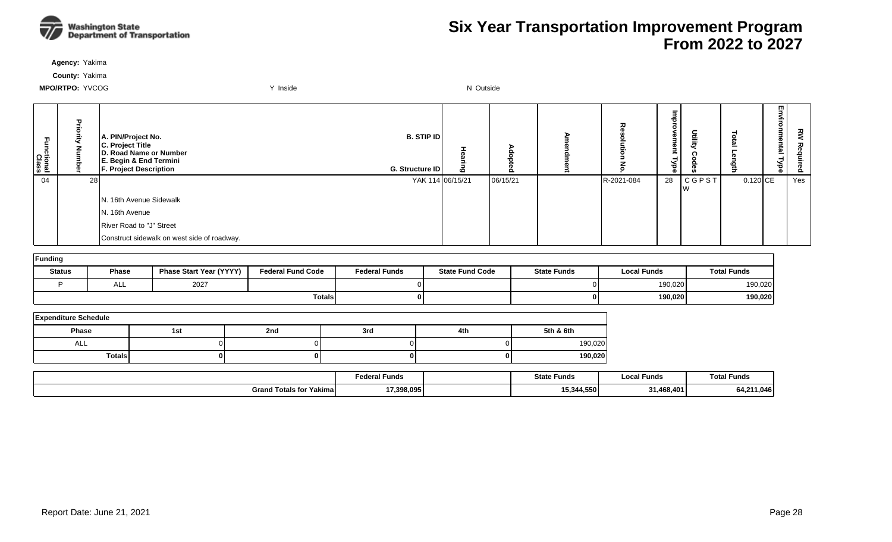# Six Year Transportation Improvement Program From 2022 to 2027

**Agency:** Yakima

**County:** Yakima

**MPO/RTPO:** YVCOG                Y Inside                N Outside

| Functional Class | Priority Number | A. PIN/Project No. C. Project Title D. Road Name or Number E. Begin & End Termini F. Project Description | B. STIP ID G. Structure ID | Hearing | Adopted | Amendment | Resolution No. | Improvement Type | Utility Codes | Total Length | Environmental Type | RW Required |
|---|---|---|---|---|---|---|---|---|---|---|---|---|
| 04 | 28 | | YAK 114 | 06/15/21 | 06/15/21 | | R-2021-084 | 28 | C G P S T W | 0.120 | CE | Yes |
| | | N. 16th Avenue Sidewalk | | | | | | | | | | |
| | | N. 16th Avenue | | | | | | | | | | |
| | | River Road to "J" Street | | | | | | | | | | |
| | | Construct sidewalk on west side of roadway. | | | | | | | | | | |

**Funding**

| Status | Phase | Phase Start Year (YYYY) | Federal Fund Code | Federal Funds | State Fund Code | State Funds | Local Funds | Total Funds |
|---|---|---|---|---|---|---|---|---|
| P | ALL | 2027 | | 0 | | 0 | 190,020 | 190,020 |
| | | | **Totals** | **0** | | **0** | **190,020** | **190,020** |

**Expenditure Schedule**

| Phase | 1st | 2nd | 3rd | 4th | 5th & 6th |
|---|---|---|---|---|---|
| ALL | 0 | 0 | 0 | 0 | 190,020 |
| **Totals** | **0** | **0** | **0** | **0** | **190,020** |

| | Federal Funds | | State Funds | Local Funds | Total Funds |
|---|---|---|---|---|---|
| **Grand Totals for Yakima** | **17,398,095** | | **15,344,550** | **31,468,401** | **64,211,046** |

Report Date: June 21, 2021